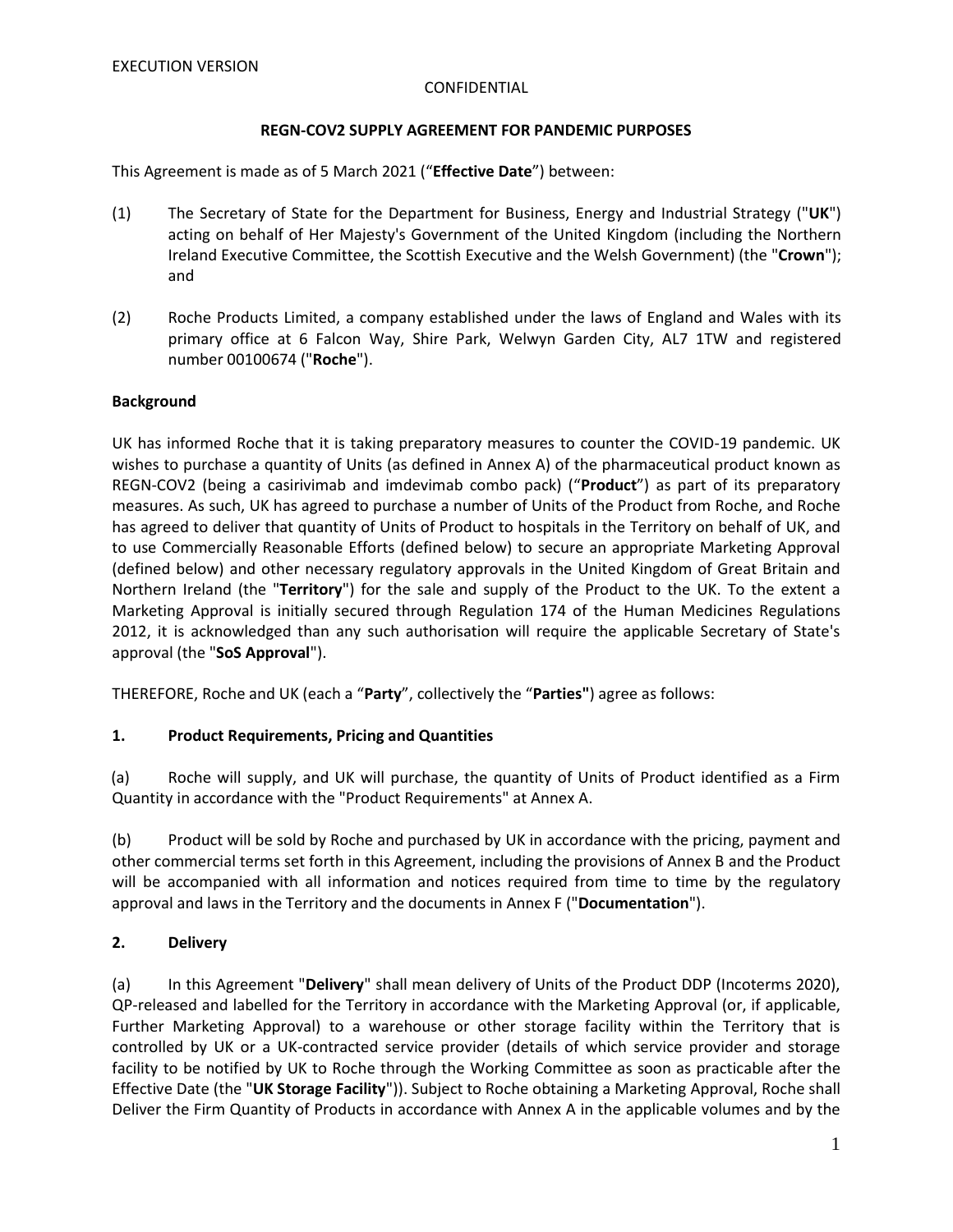EXECUTION VERSION

CONFIDENTIAL

**REGN-COV2 SUPPLY AGREEMENT FOR PANDEMIC PURPOSES**

This Agreement is made as of 5 March 2021 ("**Effective Date**") between:

(1) The Secretary of State for the Department for Business, Energy and Industrial Strategy ("**UK**") acting on behalf of Her Majesty's Government of the United Kingdom (including the Northern Ireland Executive Committee, the Scottish Executive and the Welsh Government) (the "**Crown**"); and

(2) Roche Products Limited, a company established under the laws of England and Wales with its primary office at 6 Falcon Way, Shire Park, Welwyn Garden City, AL7 1TW and registered number 00100674 ("**Roche**").

**Background**

UK has informed Roche that it is taking preparatory measures to counter the COVID-19 pandemic. UK wishes to purchase a quantity of Units (as defined in Annex A) of the pharmaceutical product known as REGN-COV2 (being a casirivimab and imdevimab combo pack) ("**Product**") as part of its preparatory measures. As such, UK has agreed to purchase a number of Units of the Product from Roche, and Roche has agreed to deliver that quantity of Units of Product to hospitals in the Territory on behalf of UK, and to use Commercially Reasonable Efforts (defined below) to secure an appropriate Marketing Approval (defined below) and other necessary regulatory approvals in the United Kingdom of Great Britain and Northern Ireland (the "**Territory**") for the sale and supply of the Product to the UK. To the extent a Marketing Approval is initially secured through Regulation 174 of the Human Medicines Regulations 2012, it is acknowledged than any such authorisation will require the applicable Secretary of State's approval (the "**SoS Approval**").

THEREFORE, Roche and UK (each a "**Party**", collectively the "**Parties"**) agree as follows:

**1. Product Requirements, Pricing and Quantities**

(a) Roche will supply, and UK will purchase, the quantity of Units of Product identified as a Firm Quantity in accordance with the "Product Requirements" at Annex A.

(b) Product will be sold by Roche and purchased by UK in accordance with the pricing, payment and other commercial terms set forth in this Agreement, including the provisions of Annex B and the Product will be accompanied with all information and notices required from time to time by the regulatory approval and laws in the Territory and the documents in Annex F ("**Documentation**").

**2. Delivery**

(a) In this Agreement "**Delivery**" shall mean delivery of Units of the Product DDP (Incoterms 2020), QP-released and labelled for the Territory in accordance with the Marketing Approval (or, if applicable, Further Marketing Approval) to a warehouse or other storage facility within the Territory that is controlled by UK or a UK-contracted service provider (details of which service provider and storage facility to be notified by UK to Roche through the Working Committee as soon as practicable after the Effective Date (the "**UK Storage Facility**")). Subject to Roche obtaining a Marketing Approval, Roche shall Deliver the Firm Quantity of Products in accordance with Annex A in the applicable volumes and by the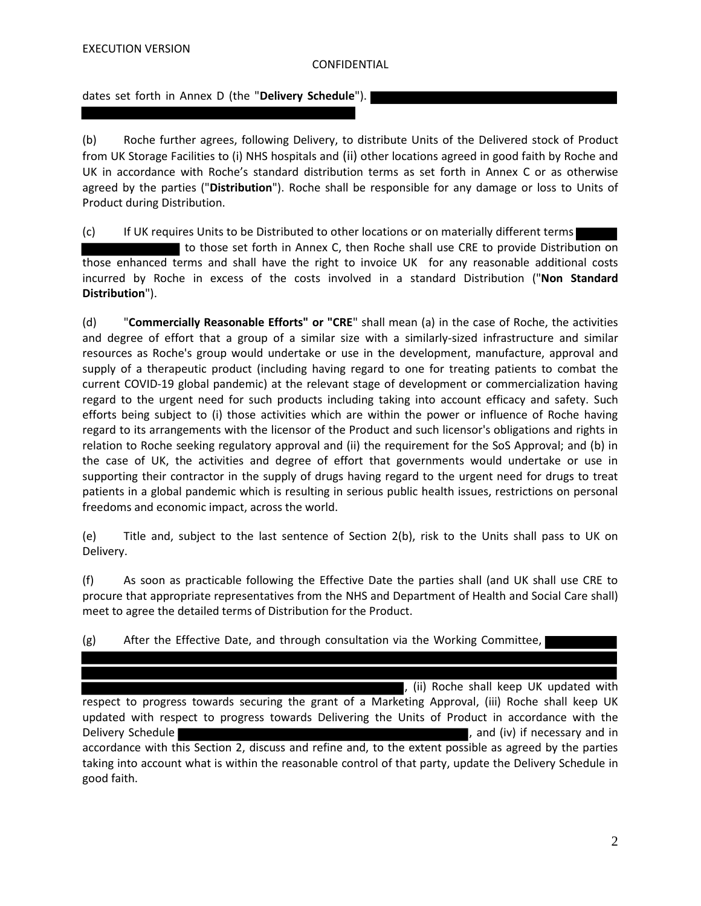dates set forth in Annex D (the "**Delivery Schedule**").

(b) Roche further agrees, following Delivery, to distribute Units of the Delivered stock of Product from UK Storage Facilities to (i) NHS hospitals and (ii) other locations agreed in good faith by Roche and UK in accordance with Roche's standard distribution terms as set forth in Annex C or as otherwise agreed by the parties ("**Distribution**"). Roche shall be responsible for any damage or loss to Units of Product during Distribution.

(c) If UK requires Units to be Distributed to other locations or on materially different terms to those set forth in Annex C, then Roche shall use CRE to provide Distribution on those enhanced terms and shall have the right to invoice UK for any reasonable additional costs incurred by Roche in excess of the costs involved in a standard Distribution ("**Non Standard Distribution**").

(d) "**Commercially Reasonable Efforts" or "CRE**" shall mean (a) in the case of Roche, the activities and degree of effort that a group of a similar size with a similarly-sized infrastructure and similar resources as Roche's group would undertake or use in the development, manufacture, approval and supply of a therapeutic product (including having regard to one for treating patients to combat the current COVID-19 global pandemic) at the relevant stage of development or commercialization having regard to the urgent need for such products including taking into account efficacy and safety. Such efforts being subject to (i) those activities which are within the power or influence of Roche having regard to its arrangements with the licensor of the Product and such licensor's obligations and rights in relation to Roche seeking regulatory approval and (ii) the requirement for the SoS Approval; and (b) in the case of UK, the activities and degree of effort that governments would undertake or use in supporting their contractor in the supply of drugs having regard to the urgent need for drugs to treat patients in a global pandemic which is resulting in serious public health issues, restrictions on personal freedoms and economic impact, across the world.

(e) Title and, subject to the last sentence of Section 2(b), risk to the Units shall pass to UK on Delivery.

(f) As soon as practicable following the Effective Date the parties shall (and UK shall use CRE to procure that appropriate representatives from the NHS and Department of Health and Social Care shall) meet to agree the detailed terms of Distribution for the Product.

(g) After the Effective Date, and through consultation via the Working Committee, , (ii) Roche shall keep UK updated with respect to progress towards securing the grant of a Marketing Approval, (iii) Roche shall keep UK updated with respect to progress towards Delivering the Units of Product in accordance with the Delivery Schedule , and (iv) if necessary and in accordance with this Section 2, discuss and refine and, to the extent possible as agreed by the parties taking into account what is within the reasonable control of that party, update the Delivery Schedule in good faith.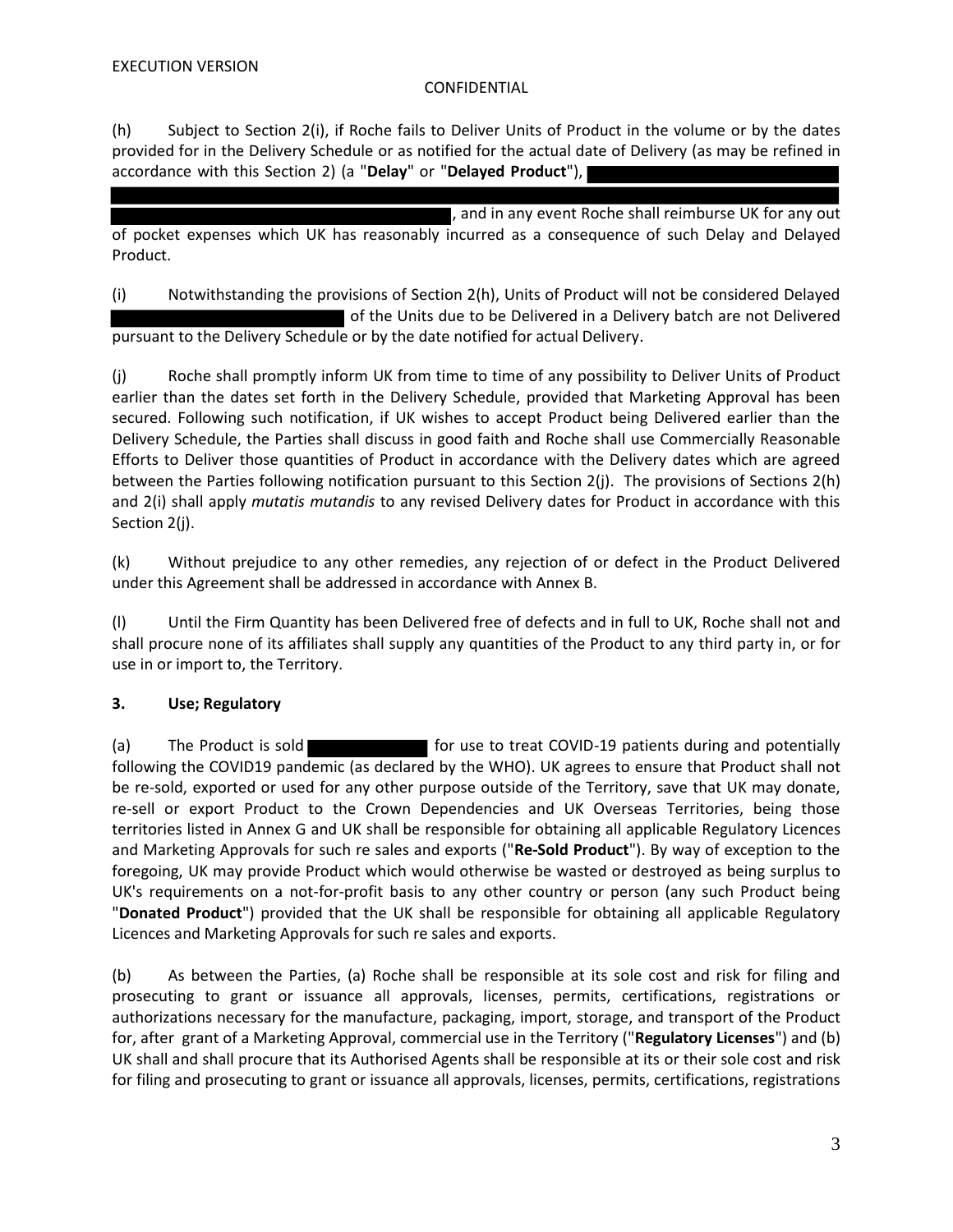(h) Subject to Section 2(i), if Roche fails to Deliver Units of Product in the volume or by the dates provided for in the Delivery Schedule or as notified for the actual date of Delivery (as may be refined in accordance with this Section 2) (a "**Delay**" or "**Delayed Product**"), [REDACTED], and in any event Roche shall reimburse UK for any out of pocket expenses which UK has reasonably incurred as a consequence of such Delay and Delayed Product.

(i) Notwithstanding the provisions of Section 2(h), Units of Product will not be considered Delayed [REDACTED] of the Units due to be Delivered in a Delivery batch are not Delivered pursuant to the Delivery Schedule or by the date notified for actual Delivery.

(j) Roche shall promptly inform UK from time to time of any possibility to Deliver Units of Product earlier than the dates set forth in the Delivery Schedule, provided that Marketing Approval has been secured. Following such notification, if UK wishes to accept Product being Delivered earlier than the Delivery Schedule, the Parties shall discuss in good faith and Roche shall use Commercially Reasonable Efforts to Deliver those quantities of Product in accordance with the Delivery dates which are agreed between the Parties following notification pursuant to this Section 2(j). The provisions of Sections 2(h) and 2(i) shall apply *mutatis mutandis* to any revised Delivery dates for Product in accordance with this Section 2(j).

(k) Without prejudice to any other remedies, any rejection of or defect in the Product Delivered under this Agreement shall be addressed in accordance with Annex B.

(l) Until the Firm Quantity has been Delivered free of defects and in full to UK, Roche shall not and shall procure none of its affiliates shall supply any quantities of the Product to any third party in, or for use in or import to, the Territory.

### 3. Use; Regulatory

(a) The Product is sold [REDACTED] for use to treat COVID-19 patients during and potentially following the COVID19 pandemic (as declared by the WHO). UK agrees to ensure that Product shall not be re-sold, exported or used for any other purpose outside of the Territory, save that UK may donate, re-sell or export Product to the Crown Dependencies and UK Overseas Territories, being those territories listed in Annex G and UK shall be responsible for obtaining all applicable Regulatory Licences and Marketing Approvals for such re sales and exports ("**Re-Sold Product**"). By way of exception to the foregoing, UK may provide Product which would otherwise be wasted or destroyed as being surplus to UK's requirements on a not-for-profit basis to any other country or person (any such Product being "**Donated Product**") provided that the UK shall be responsible for obtaining all applicable Regulatory Licences and Marketing Approvals for such re sales and exports.

(b) As between the Parties, (a) Roche shall be responsible at its sole cost and risk for filing and prosecuting to grant or issuance all approvals, licenses, permits, certifications, registrations or authorizations necessary for the manufacture, packaging, import, storage, and transport of the Product for, after grant of a Marketing Approval, commercial use in the Territory ("**Regulatory Licenses**") and (b) UK shall and shall procure that its Authorised Agents shall be responsible at its or their sole cost and risk for filing and prosecuting to grant or issuance all approvals, licenses, permits, certifications, registrations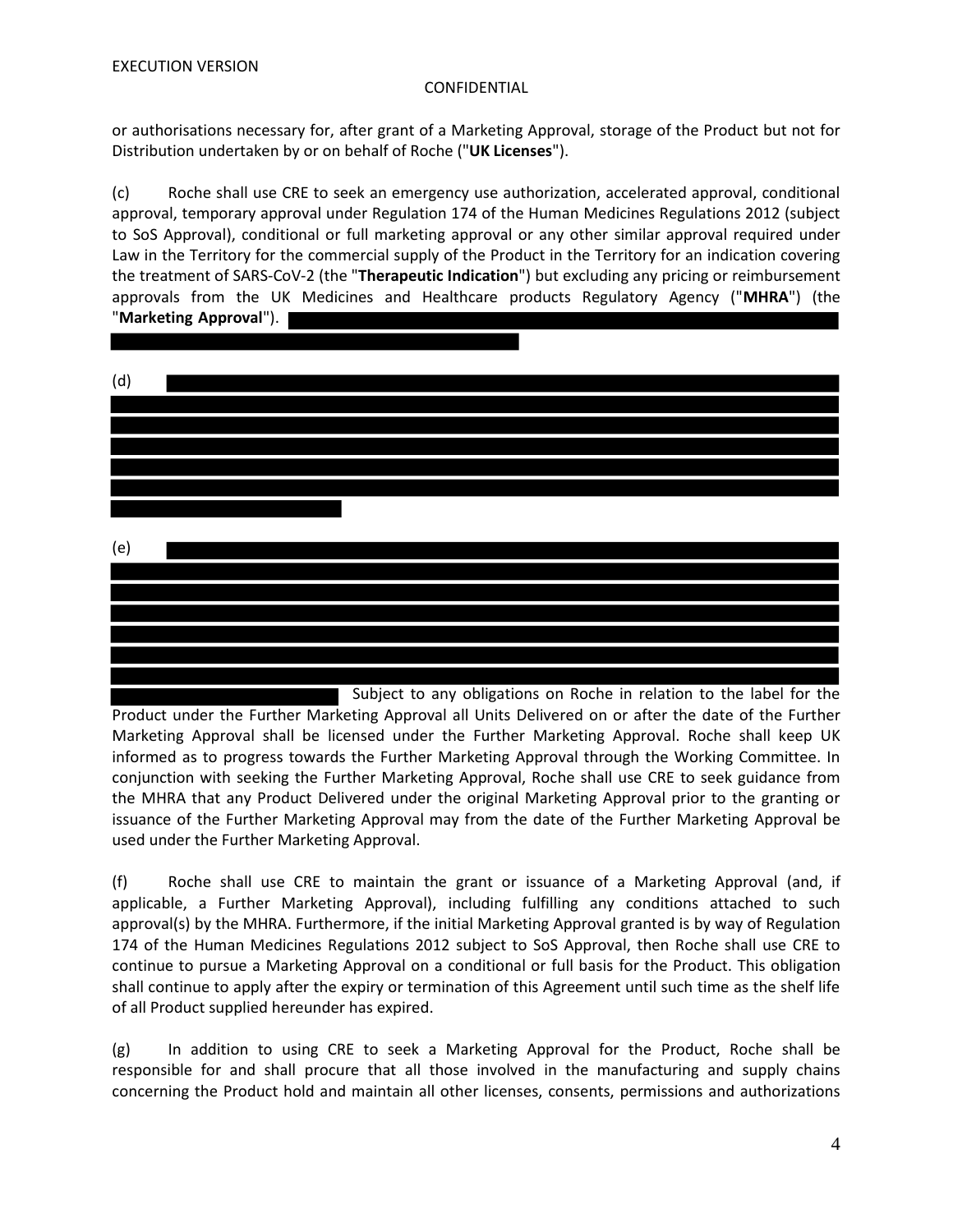or authorisations necessary for, after grant of a Marketing Approval, storage of the Product but not for Distribution undertaken by or on behalf of Roche ("**UK Licenses**").

(c) Roche shall use CRE to seek an emergency use authorization, accelerated approval, conditional approval, temporary approval under Regulation 174 of the Human Medicines Regulations 2012 (subject to SoS Approval), conditional or full marketing approval or any other similar approval required under Law in the Territory for the commercial supply of the Product in the Territory for an indication covering the treatment of SARS-CoV-2 (the "**Therapeutic Indication**") but excluding any pricing or reimbursement approvals from the UK Medicines and Healthcare products Regulatory Agency ("**MHRA**") (the "**Marketing Approval**"). [REDACTED]

(d) [REDACTED]

(e) [REDACTED] Subject to any obligations on Roche in relation to the label for the Product under the Further Marketing Approval all Units Delivered on or after the date of the Further Marketing Approval shall be licensed under the Further Marketing Approval. Roche shall keep UK informed as to progress towards the Further Marketing Approval through the Working Committee. In conjunction with seeking the Further Marketing Approval, Roche shall use CRE to seek guidance from the MHRA that any Product Delivered under the original Marketing Approval prior to the granting or issuance of the Further Marketing Approval may from the date of the Further Marketing Approval be used under the Further Marketing Approval.

(f) Roche shall use CRE to maintain the grant or issuance of a Marketing Approval (and, if applicable, a Further Marketing Approval), including fulfilling any conditions attached to such approval(s) by the MHRA. Furthermore, if the initial Marketing Approval granted is by way of Regulation 174 of the Human Medicines Regulations 2012 subject to SoS Approval, then Roche shall use CRE to continue to pursue a Marketing Approval on a conditional or full basis for the Product. This obligation shall continue to apply after the expiry or termination of this Agreement until such time as the shelf life of all Product supplied hereunder has expired.

(g) In addition to using CRE to seek a Marketing Approval for the Product, Roche shall be responsible for and shall procure that all those involved in the manufacturing and supply chains concerning the Product hold and maintain all other licenses, consents, permissions and authorizations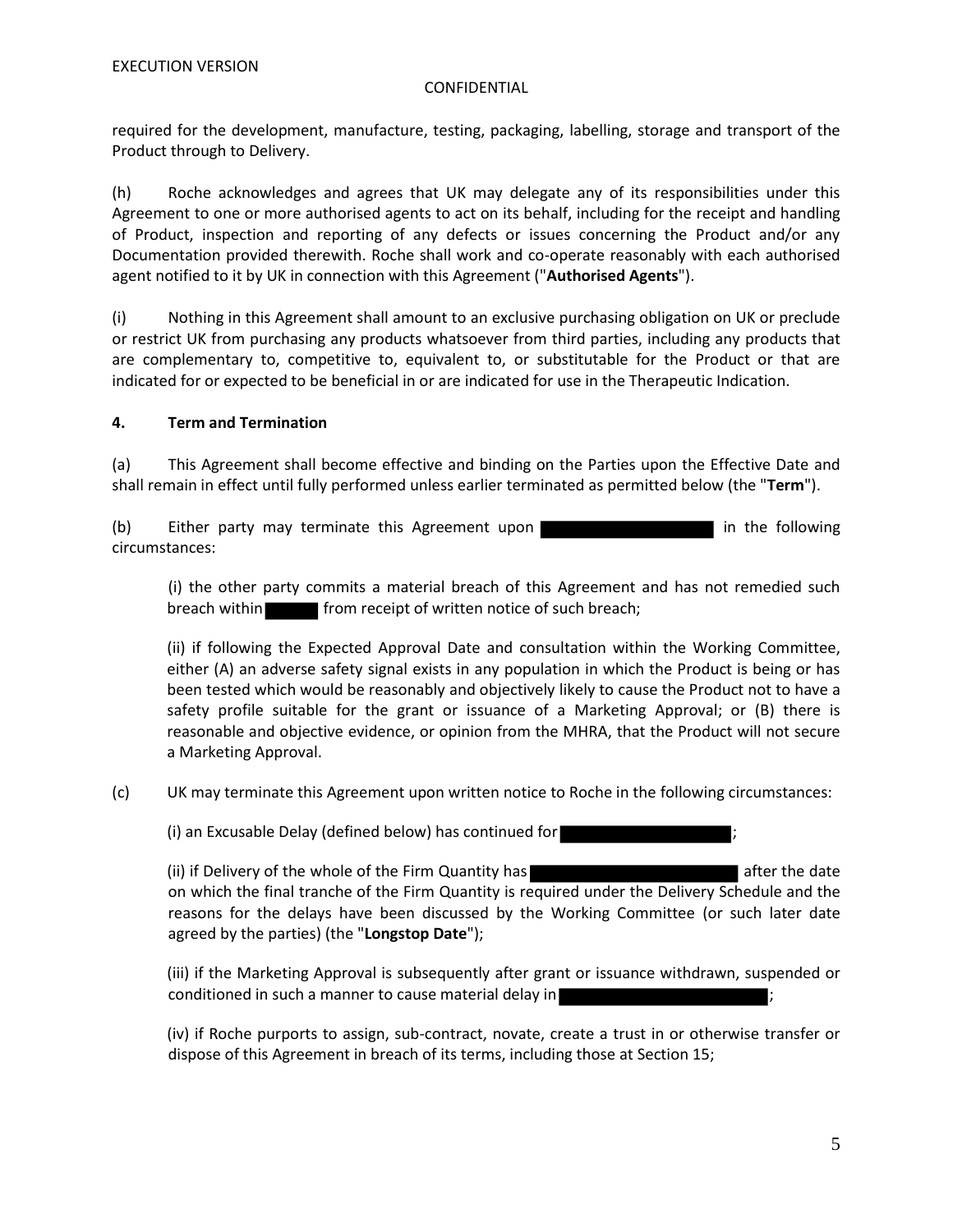required for the development, manufacture, testing, packaging, labelling, storage and transport of the Product through to Delivery.

(h) Roche acknowledges and agrees that UK may delegate any of its responsibilities under this Agreement to one or more authorised agents to act on its behalf, including for the receipt and handling of Product, inspection and reporting of any defects or issues concerning the Product and/or any Documentation provided therewith. Roche shall work and co-operate reasonably with each authorised agent notified to it by UK in connection with this Agreement ("**Authorised Agents**").

(i) Nothing in this Agreement shall amount to an exclusive purchasing obligation on UK or preclude or restrict UK from purchasing any products whatsoever from third parties, including any products that are complementary to, competitive to, equivalent to, or substitutable for the Product or that are indicated for or expected to be beneficial in or are indicated for use in the Therapeutic Indication.

**4. Term and Termination**

(a) This Agreement shall become effective and binding on the Parties upon the Effective Date and shall remain in effect until fully performed unless earlier terminated as permitted below (the "**Term**").

(b) Either party may terminate this Agreement upon [REDACTED] in the following circumstances:

(i) the other party commits a material breach of this Agreement and has not remedied such breach within [REDACTED] from receipt of written notice of such breach;

(ii) if following the Expected Approval Date and consultation within the Working Committee, either (A) an adverse safety signal exists in any population in which the Product is being or has been tested which would be reasonably and objectively likely to cause the Product not to have a safety profile suitable for the grant or issuance of a Marketing Approval; or (B) there is reasonable and objective evidence, or opinion from the MHRA, that the Product will not secure a Marketing Approval.

(c) UK may terminate this Agreement upon written notice to Roche in the following circumstances:

(i) an Excusable Delay (defined below) has continued for [REDACTED];

(ii) if Delivery of the whole of the Firm Quantity has [REDACTED] after the date on which the final tranche of the Firm Quantity is required under the Delivery Schedule and the reasons for the delays have been discussed by the Working Committee (or such later date agreed by the parties) (the "**Longstop Date**");

(iii) if the Marketing Approval is subsequently after grant or issuance withdrawn, suspended or conditioned in such a manner to cause material delay in [REDACTED];

(iv) if Roche purports to assign, sub-contract, novate, create a trust in or otherwise transfer or dispose of this Agreement in breach of its terms, including those at Section 15;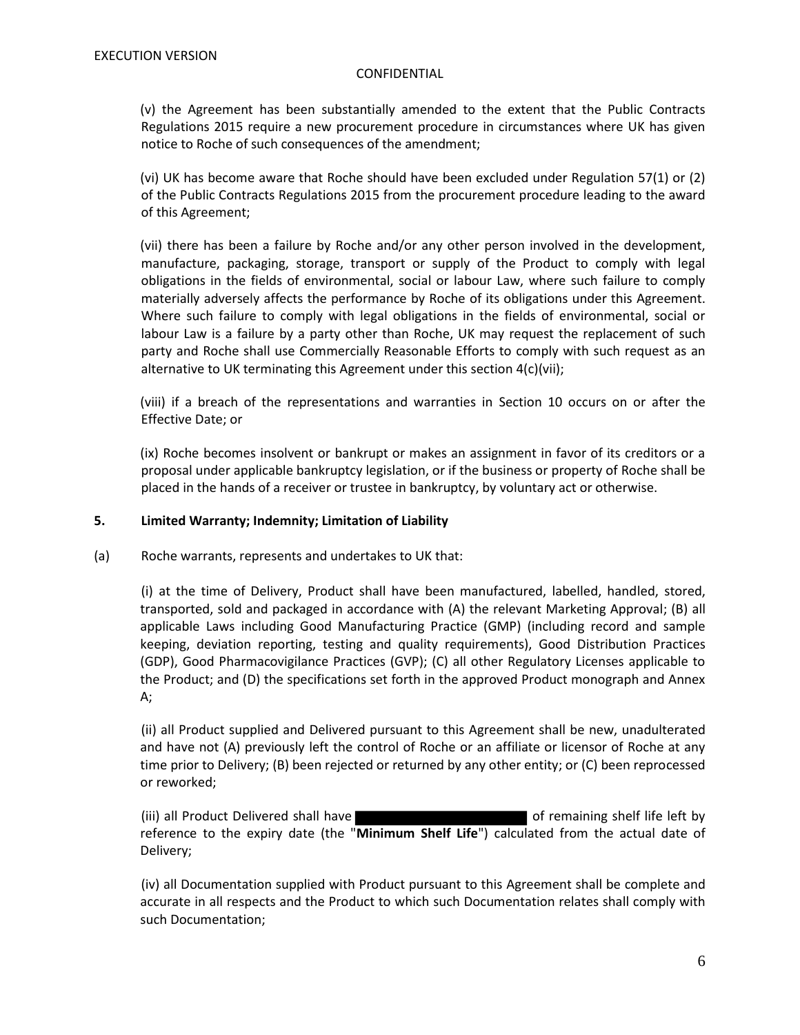(v) the Agreement has been substantially amended to the extent that the Public Contracts Regulations 2015 require a new procurement procedure in circumstances where UK has given notice to Roche of such consequences of the amendment;

(vi) UK has become aware that Roche should have been excluded under Regulation 57(1) or (2) of the Public Contracts Regulations 2015 from the procurement procedure leading to the award of this Agreement;

(vii) there has been a failure by Roche and/or any other person involved in the development, manufacture, packaging, storage, transport or supply of the Product to comply with legal obligations in the fields of environmental, social or labour Law, where such failure to comply materially adversely affects the performance by Roche of its obligations under this Agreement. Where such failure to comply with legal obligations in the fields of environmental, social or labour Law is a failure by a party other than Roche, UK may request the replacement of such party and Roche shall use Commercially Reasonable Efforts to comply with such request as an alternative to UK terminating this Agreement under this section 4(c)(vii);

(viii) if a breach of the representations and warranties in Section 10 occurs on or after the Effective Date; or

(ix) Roche becomes insolvent or bankrupt or makes an assignment in favor of its creditors or a proposal under applicable bankruptcy legislation, or if the business or property of Roche shall be placed in the hands of a receiver or trustee in bankruptcy, by voluntary act or otherwise.

## 5. Limited Warranty; Indemnity; Limitation of Liability

(a) Roche warrants, represents and undertakes to UK that:

(i) at the time of Delivery, Product shall have been manufactured, labelled, handled, stored, transported, sold and packaged in accordance with (A) the relevant Marketing Approval; (B) all applicable Laws including Good Manufacturing Practice (GMP) (including record and sample keeping, deviation reporting, testing and quality requirements), Good Distribution Practices (GDP), Good Pharmacovigilance Practices (GVP); (C) all other Regulatory Licenses applicable to the Product; and (D) the specifications set forth in the approved Product monograph and Annex A;

(ii) all Product supplied and Delivered pursuant to this Agreement shall be new, unadulterated and have not (A) previously left the control of Roche or an affiliate or licensor of Roche at any time prior to Delivery; (B) been rejected or returned by any other entity; or (C) been reprocessed or reworked;

(iii) all Product Delivered shall have [REDACTED] of remaining shelf life left by reference to the expiry date (the "**Minimum Shelf Life**") calculated from the actual date of Delivery;

(iv) all Documentation supplied with Product pursuant to this Agreement shall be complete and accurate in all respects and the Product to which such Documentation relates shall comply with such Documentation;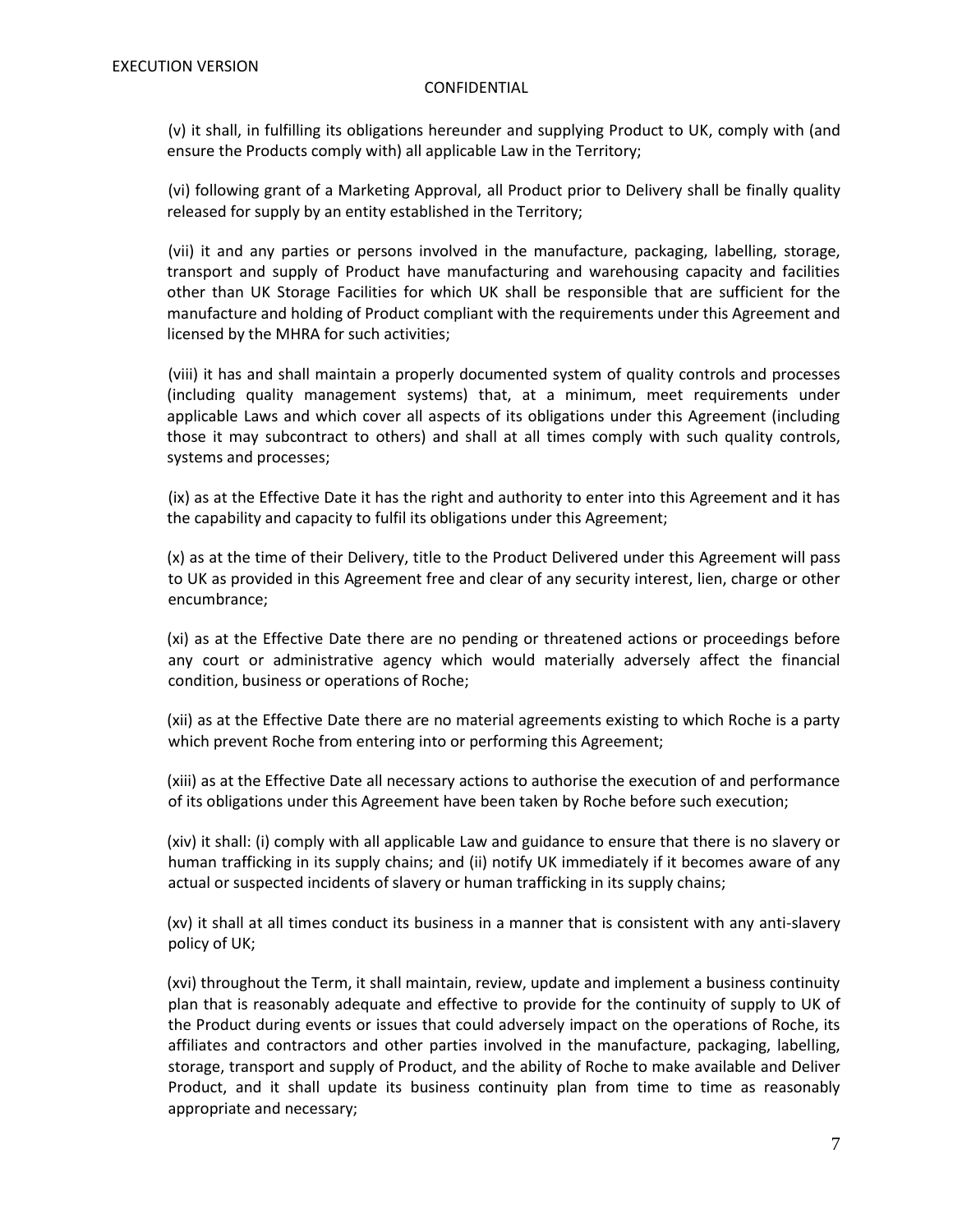(v) it shall, in fulfilling its obligations hereunder and supplying Product to UK, comply with (and ensure the Products comply with) all applicable Law in the Territory;

(vi) following grant of a Marketing Approval, all Product prior to Delivery shall be finally quality released for supply by an entity established in the Territory;

(vii) it and any parties or persons involved in the manufacture, packaging, labelling, storage, transport and supply of Product have manufacturing and warehousing capacity and facilities other than UK Storage Facilities for which UK shall be responsible that are sufficient for the manufacture and holding of Product compliant with the requirements under this Agreement and licensed by the MHRA for such activities;

(viii) it has and shall maintain a properly documented system of quality controls and processes (including quality management systems) that, at a minimum, meet requirements under applicable Laws and which cover all aspects of its obligations under this Agreement (including those it may subcontract to others) and shall at all times comply with such quality controls, systems and processes;

(ix) as at the Effective Date it has the right and authority to enter into this Agreement and it has the capability and capacity to fulfil its obligations under this Agreement;

(x) as at the time of their Delivery, title to the Product Delivered under this Agreement will pass to UK as provided in this Agreement free and clear of any security interest, lien, charge or other encumbrance;

(xi) as at the Effective Date there are no pending or threatened actions or proceedings before any court or administrative agency which would materially adversely affect the financial condition, business or operations of Roche;

(xii) as at the Effective Date there are no material agreements existing to which Roche is a party which prevent Roche from entering into or performing this Agreement;

(xiii) as at the Effective Date all necessary actions to authorise the execution of and performance of its obligations under this Agreement have been taken by Roche before such execution;

(xiv) it shall: (i) comply with all applicable Law and guidance to ensure that there is no slavery or human trafficking in its supply chains; and (ii) notify UK immediately if it becomes aware of any actual or suspected incidents of slavery or human trafficking in its supply chains;

(xv) it shall at all times conduct its business in a manner that is consistent with any anti-slavery policy of UK;

(xvi) throughout the Term, it shall maintain, review, update and implement a business continuity plan that is reasonably adequate and effective to provide for the continuity of supply to UK of the Product during events or issues that could adversely impact on the operations of Roche, its affiliates and contractors and other parties involved in the manufacture, packaging, labelling, storage, transport and supply of Product, and the ability of Roche to make available and Deliver Product, and it shall update its business continuity plan from time to time as reasonably appropriate and necessary;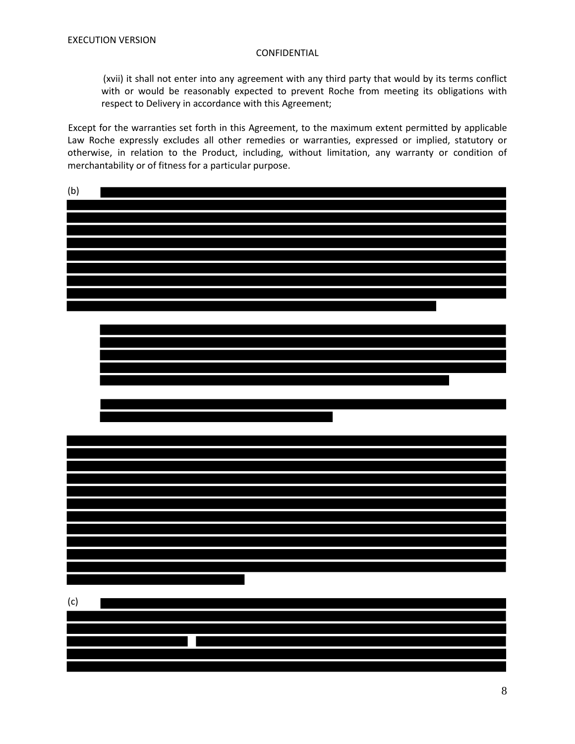(xvii) it shall not enter into any agreement with any third party that would by its terms conflict with or would be reasonably expected to prevent Roche from meeting its obligations with respect to Delivery in accordance with this Agreement;

Except for the warranties set forth in this Agreement, to the maximum extent permitted by applicable Law Roche expressly excludes all other remedies or warranties, expressed or implied, statutory or otherwise, in relation to the Product, including, without limitation, any warranty or condition of merchantability or of fitness for a particular purpose.

(b) [REDACTED]

[REDACTED]

[REDACTED]

[REDACTED]

(c) [REDACTED]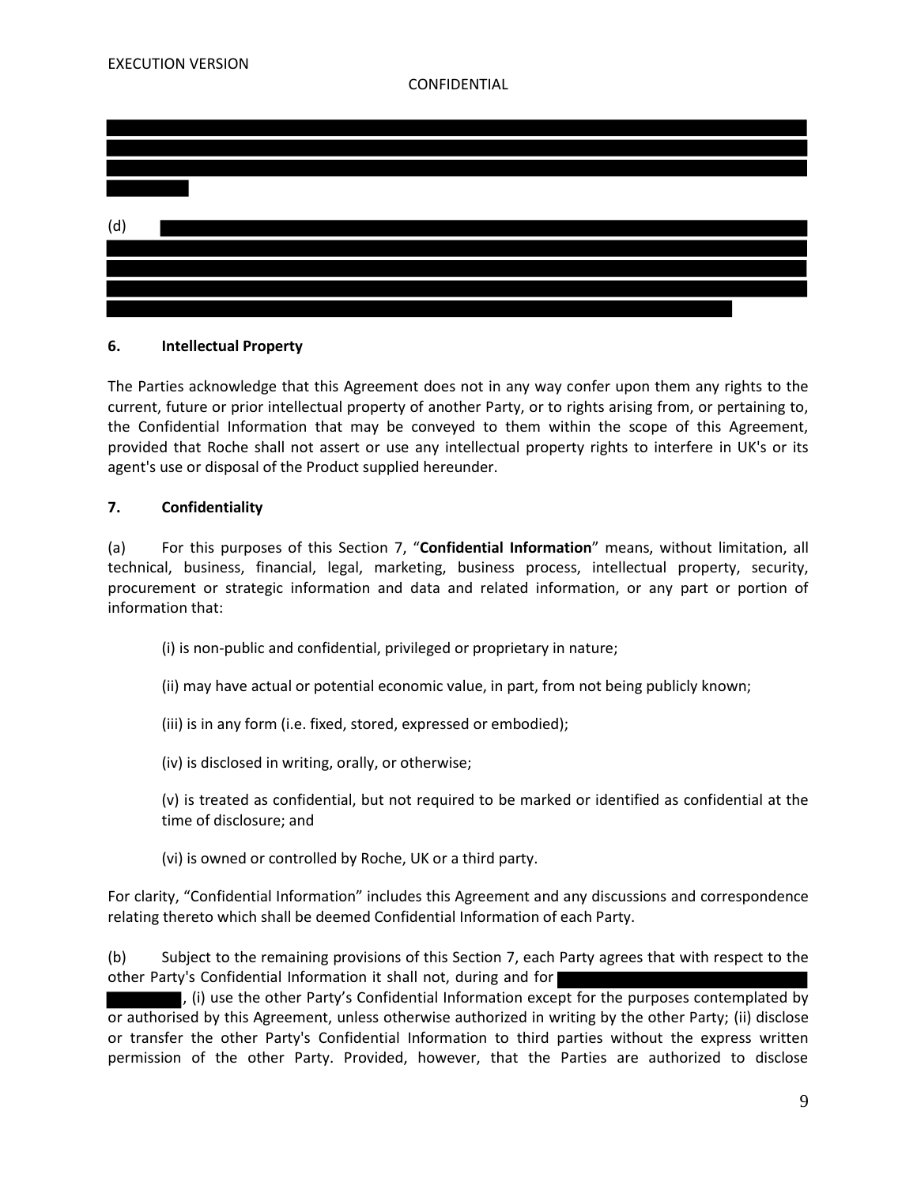(d)

## 6. Intellectual Property

The Parties acknowledge that this Agreement does not in any way confer upon them any rights to the current, future or prior intellectual property of another Party, or to rights arising from, or pertaining to, the Confidential Information that may be conveyed to them within the scope of this Agreement, provided that Roche shall not assert or use any intellectual property rights to interfere in UK's or its agent's use or disposal of the Product supplied hereunder.

## 7. Confidentiality

(a) For this purposes of this Section 7, "**Confidential Information**" means, without limitation, all technical, business, financial, legal, marketing, business process, intellectual property, security, procurement or strategic information and data and related information, or any part or portion of information that:

(i) is non-public and confidential, privileged or proprietary in nature;

(ii) may have actual or potential economic value, in part, from not being publicly known;

(iii) is in any form (i.e. fixed, stored, expressed or embodied);

(iv) is disclosed in writing, orally, or otherwise;

(v) is treated as confidential, but not required to be marked or identified as confidential at the time of disclosure; and

(vi) is owned or controlled by Roche, UK or a third party.

For clarity, "Confidential Information" includes this Agreement and any discussions and correspondence relating thereto which shall be deemed Confidential Information of each Party.

(b) Subject to the remaining provisions of this Section 7, each Party agrees that with respect to the other Party's Confidential Information it shall not, during and for , (i) use the other Party's Confidential Information except for the purposes contemplated by or authorised by this Agreement, unless otherwise authorized in writing by the other Party; (ii) disclose or transfer the other Party's Confidential Information to third parties without the express written permission of the other Party. Provided, however, that the Parties are authorized to disclose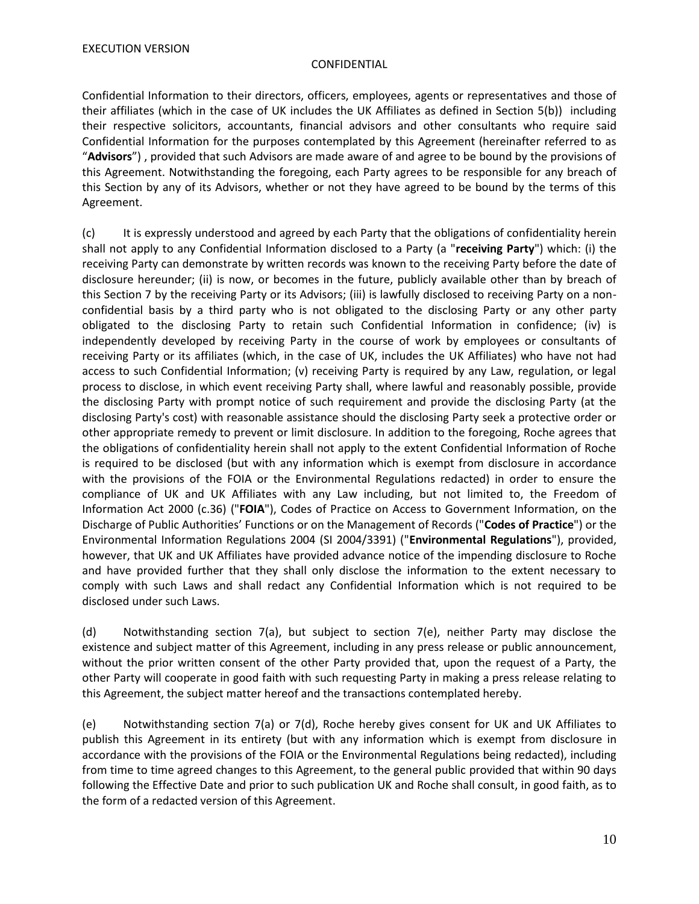Confidential Information to their directors, officers, employees, agents or representatives and those of their affiliates (which in the case of UK includes the UK Affiliates as defined in Section 5(b)) including their respective solicitors, accountants, financial advisors and other consultants who require said Confidential Information for the purposes contemplated by this Agreement (hereinafter referred to as "**Advisors**") , provided that such Advisors are made aware of and agree to be bound by the provisions of this Agreement. Notwithstanding the foregoing, each Party agrees to be responsible for any breach of this Section by any of its Advisors, whether or not they have agreed to be bound by the terms of this Agreement.

(c) It is expressly understood and agreed by each Party that the obligations of confidentiality herein shall not apply to any Confidential Information disclosed to a Party (a "**receiving Party**") which: (i) the receiving Party can demonstrate by written records was known to the receiving Party before the date of disclosure hereunder; (ii) is now, or becomes in the future, publicly available other than by breach of this Section 7 by the receiving Party or its Advisors; (iii) is lawfully disclosed to receiving Party on a non-confidential basis by a third party who is not obligated to the disclosing Party or any other party obligated to the disclosing Party to retain such Confidential Information in confidence; (iv) is independently developed by receiving Party in the course of work by employees or consultants of receiving Party or its affiliates (which, in the case of UK, includes the UK Affiliates) who have not had access to such Confidential Information; (v) receiving Party is required by any Law, regulation, or legal process to disclose, in which event receiving Party shall, where lawful and reasonably possible, provide the disclosing Party with prompt notice of such requirement and provide the disclosing Party (at the disclosing Party's cost) with reasonable assistance should the disclosing Party seek a protective order or other appropriate remedy to prevent or limit disclosure. In addition to the foregoing, Roche agrees that the obligations of confidentiality herein shall not apply to the extent Confidential Information of Roche is required to be disclosed (but with any information which is exempt from disclosure in accordance with the provisions of the FOIA or the Environmental Regulations redacted) in order to ensure the compliance of UK and UK Affiliates with any Law including, but not limited to, the Freedom of Information Act 2000 (c.36) ("**FOIA**"), Codes of Practice on Access to Government Information, on the Discharge of Public Authorities' Functions or on the Management of Records ("**Codes of Practice**") or the Environmental Information Regulations 2004 (SI 2004/3391) ("**Environmental Regulations**"), provided, however, that UK and UK Affiliates have provided advance notice of the impending disclosure to Roche and have provided further that they shall only disclose the information to the extent necessary to comply with such Laws and shall redact any Confidential Information which is not required to be disclosed under such Laws.

(d) Notwithstanding section 7(a), but subject to section 7(e), neither Party may disclose the existence and subject matter of this Agreement, including in any press release or public announcement, without the prior written consent of the other Party provided that, upon the request of a Party, the other Party will cooperate in good faith with such requesting Party in making a press release relating to this Agreement, the subject matter hereof and the transactions contemplated hereby.

(e) Notwithstanding section 7(a) or 7(d), Roche hereby gives consent for UK and UK Affiliates to publish this Agreement in its entirety (but with any information which is exempt from disclosure in accordance with the provisions of the FOIA or the Environmental Regulations being redacted), including from time to time agreed changes to this Agreement, to the general public provided that within 90 days following the Effective Date and prior to such publication UK and Roche shall consult, in good faith, as to the form of a redacted version of this Agreement.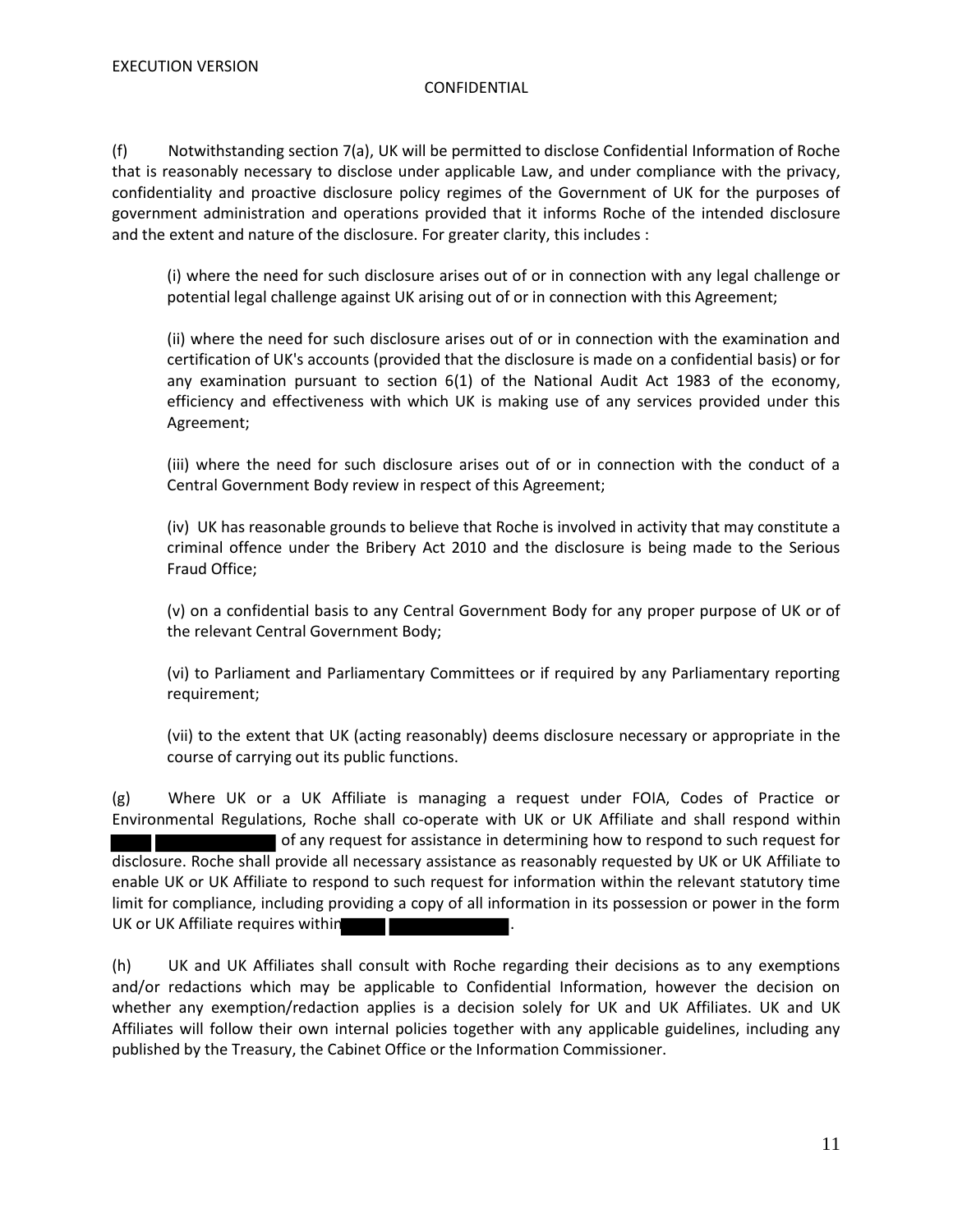(f) Notwithstanding section 7(a), UK will be permitted to disclose Confidential Information of Roche that is reasonably necessary to disclose under applicable Law, and under compliance with the privacy, confidentiality and proactive disclosure policy regimes of the Government of UK for the purposes of government administration and operations provided that it informs Roche of the intended disclosure and the extent and nature of the disclosure. For greater clarity, this includes :

(i) where the need for such disclosure arises out of or in connection with any legal challenge or potential legal challenge against UK arising out of or in connection with this Agreement;

(ii) where the need for such disclosure arises out of or in connection with the examination and certification of UK's accounts (provided that the disclosure is made on a confidential basis) or for any examination pursuant to section 6(1) of the National Audit Act 1983 of the economy, efficiency and effectiveness with which UK is making use of any services provided under this Agreement;

(iii) where the need for such disclosure arises out of or in connection with the conduct of a Central Government Body review in respect of this Agreement;

(iv) UK has reasonable grounds to believe that Roche is involved in activity that may constitute a criminal offence under the Bribery Act 2010 and the disclosure is being made to the Serious Fraud Office;

(v) on a confidential basis to any Central Government Body for any proper purpose of UK or of the relevant Central Government Body;

(vi) to Parliament and Parliamentary Committees or if required by any Parliamentary reporting requirement;

(vii) to the extent that UK (acting reasonably) deems disclosure necessary or appropriate in the course of carrying out its public functions.

(g) Where UK or a UK Affiliate is managing a request under FOIA, Codes of Practice or Environmental Regulations, Roche shall co-operate with UK or UK Affiliate and shall respond within [REDACTED] of any request for assistance in determining how to respond to such request for disclosure. Roche shall provide all necessary assistance as reasonably requested by UK or UK Affiliate to enable UK or UK Affiliate to respond to such request for information within the relevant statutory time limit for compliance, including providing a copy of all information in its possession or power in the form UK or UK Affiliate requires within [REDACTED].

(h) UK and UK Affiliates shall consult with Roche regarding their decisions as to any exemptions and/or redactions which may be applicable to Confidential Information, however the decision on whether any exemption/redaction applies is a decision solely for UK and UK Affiliates. UK and UK Affiliates will follow their own internal policies together with any applicable guidelines, including any published by the Treasury, the Cabinet Office or the Information Commissioner.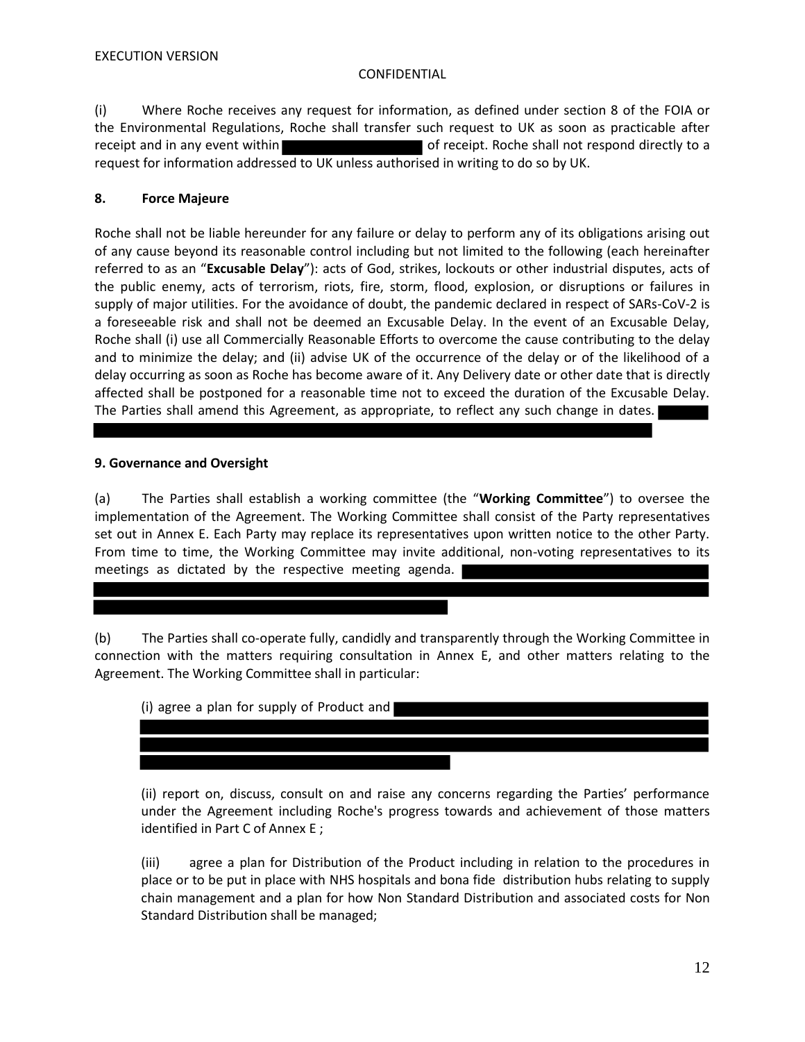(i) Where Roche receives any request for information, as defined under section 8 of the FOIA or the Environmental Regulations, Roche shall transfer such request to UK as soon as practicable after receipt and in any event within [REDACTED] of receipt. Roche shall not respond directly to a request for information addressed to UK unless authorised in writing to do so by UK.

**8. Force Majeure**

Roche shall not be liable hereunder for any failure or delay to perform any of its obligations arising out of any cause beyond its reasonable control including but not limited to the following (each hereinafter referred to as an "**Excusable Delay**"): acts of God, strikes, lockouts or other industrial disputes, acts of the public enemy, acts of terrorism, riots, fire, storm, flood, explosion, or disruptions or failures in supply of major utilities. For the avoidance of doubt, the pandemic declared in respect of SARs-CoV-2 is a foreseeable risk and shall not be deemed an Excusable Delay. In the event of an Excusable Delay, Roche shall (i) use all Commercially Reasonable Efforts to overcome the cause contributing to the delay and to minimize the delay; and (ii) advise UK of the occurrence of the delay or of the likelihood of a delay occurring as soon as Roche has become aware of it. Any Delivery date or other date that is directly affected shall be postponed for a reasonable time not to exceed the duration of the Excusable Delay. The Parties shall amend this Agreement, as appropriate, to reflect any such change in dates. [REDACTED]

**9. Governance and Oversight**

(a) The Parties shall establish a working committee (the "**Working Committee**") to oversee the implementation of the Agreement. The Working Committee shall consist of the Party representatives set out in Annex E. Each Party may replace its representatives upon written notice to the other Party. From time to time, the Working Committee may invite additional, non-voting representatives to its meetings as dictated by the respective meeting agenda. [REDACTED]

(b) The Parties shall co-operate fully, candidly and transparently through the Working Committee in connection with the matters requiring consultation in Annex E, and other matters relating to the Agreement. The Working Committee shall in particular:

(i) agree a plan for supply of Product and [REDACTED]

(ii) report on, discuss, consult on and raise any concerns regarding the Parties' performance under the Agreement including Roche's progress towards and achievement of those matters identified in Part C of Annex E ;

(iii) agree a plan for Distribution of the Product including in relation to the procedures in place or to be put in place with NHS hospitals and bona fide distribution hubs relating to supply chain management and a plan for how Non Standard Distribution and associated costs for Non Standard Distribution shall be managed;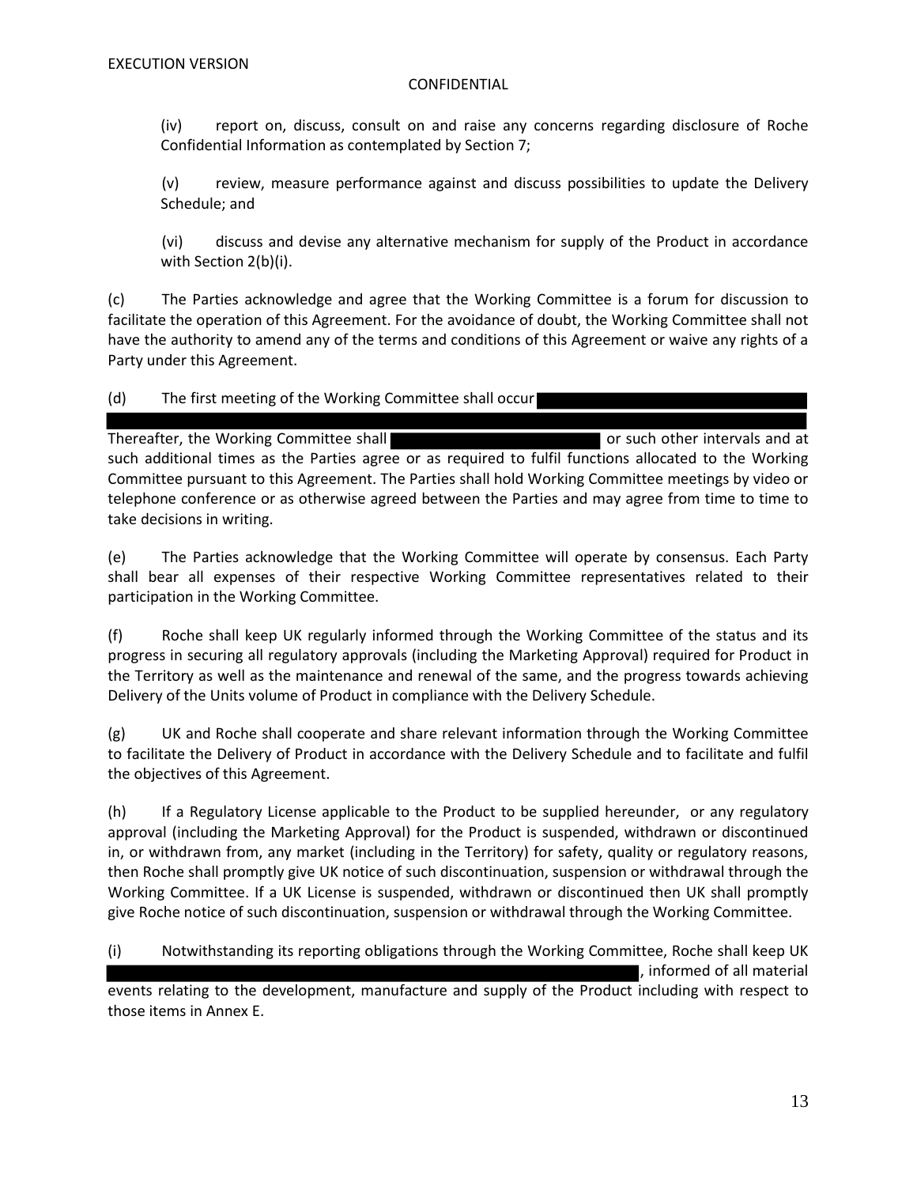(iv) report on, discuss, consult on and raise any concerns regarding disclosure of Roche Confidential Information as contemplated by Section 7;

(v) review, measure performance against and discuss possibilities to update the Delivery Schedule; and

(vi) discuss and devise any alternative mechanism for supply of the Product in accordance with Section 2(b)(i).

(c) The Parties acknowledge and agree that the Working Committee is a forum for discussion to facilitate the operation of this Agreement. For the avoidance of doubt, the Working Committee shall not have the authority to amend any of the terms and conditions of this Agreement or waive any rights of a Party under this Agreement.

(d) The first meeting of the Working Committee shall occur [REDACTED]

Thereafter, the Working Committee shall [REDACTED] or such other intervals and at such additional times as the Parties agree or as required to fulfil functions allocated to the Working Committee pursuant to this Agreement. The Parties shall hold Working Committee meetings by video or telephone conference or as otherwise agreed between the Parties and may agree from time to time to take decisions in writing.

(e) The Parties acknowledge that the Working Committee will operate by consensus. Each Party shall bear all expenses of their respective Working Committee representatives related to their participation in the Working Committee.

(f) Roche shall keep UK regularly informed through the Working Committee of the status and its progress in securing all regulatory approvals (including the Marketing Approval) required for Product in the Territory as well as the maintenance and renewal of the same, and the progress towards achieving Delivery of the Units volume of Product in compliance with the Delivery Schedule.

(g) UK and Roche shall cooperate and share relevant information through the Working Committee to facilitate the Delivery of Product in accordance with the Delivery Schedule and to facilitate and fulfil the objectives of this Agreement.

(h) If a Regulatory License applicable to the Product to be supplied hereunder, or any regulatory approval (including the Marketing Approval) for the Product is suspended, withdrawn or discontinued in, or withdrawn from, any market (including in the Territory) for safety, quality or regulatory reasons, then Roche shall promptly give UK notice of such discontinuation, suspension or withdrawal through the Working Committee. If a UK License is suspended, withdrawn or discontinued then UK shall promptly give Roche notice of such discontinuation, suspension or withdrawal through the Working Committee.

(i) Notwithstanding its reporting obligations through the Working Committee, Roche shall keep UK [REDACTED], informed of all material events relating to the development, manufacture and supply of the Product including with respect to those items in Annex E.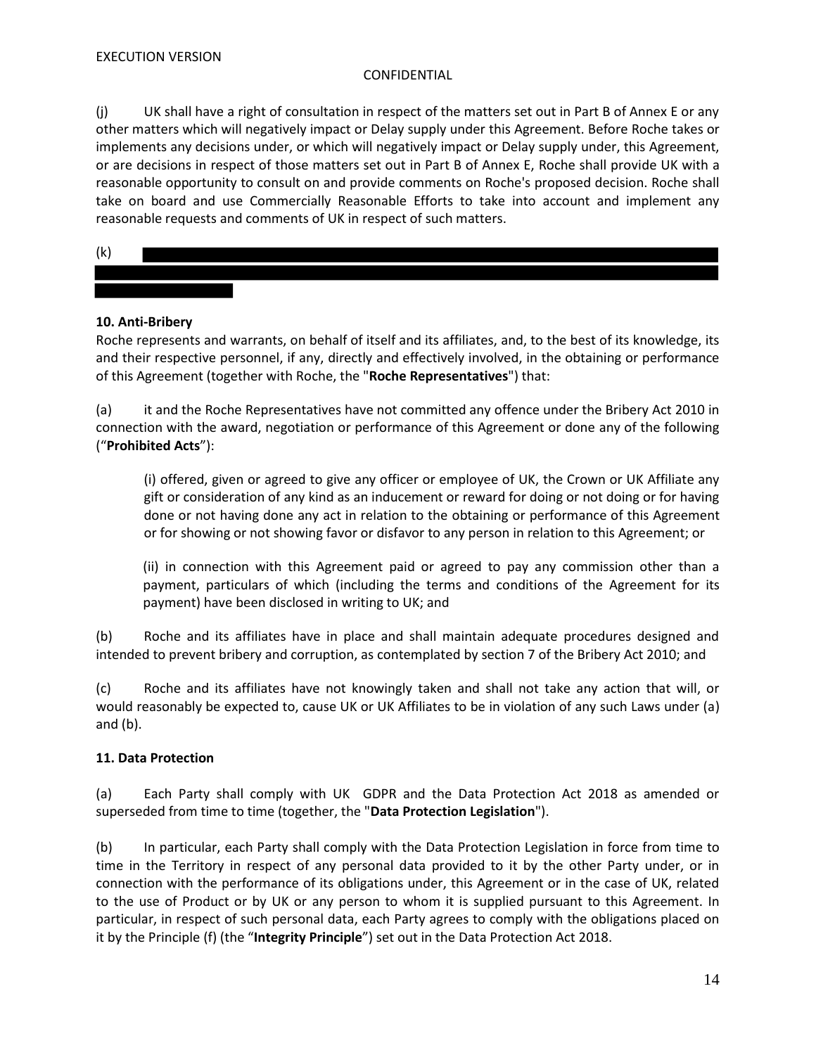(j) UK shall have a right of consultation in respect of the matters set out in Part B of Annex E or any other matters which will negatively impact or Delay supply under this Agreement. Before Roche takes or implements any decisions under, or which will negatively impact or Delay supply under, this Agreement, or are decisions in respect of those matters set out in Part B of Annex E, Roche shall provide UK with a reasonable opportunity to consult on and provide comments on Roche's proposed decision. Roche shall take on board and use Commercially Reasonable Efforts to take into account and implement any reasonable requests and comments of UK in respect of such matters.

(k) [REDACTED]

**10. Anti-Bribery**

Roche represents and warrants, on behalf of itself and its affiliates, and, to the best of its knowledge, its and their respective personnel, if any, directly and effectively involved, in the obtaining or performance of this Agreement (together with Roche, the "**Roche Representatives**") that:

(a) it and the Roche Representatives have not committed any offence under the Bribery Act 2010 in connection with the award, negotiation or performance of this Agreement or done any of the following ("**Prohibited Acts**"):

(i) offered, given or agreed to give any officer or employee of UK, the Crown or UK Affiliate any gift or consideration of any kind as an inducement or reward for doing or not doing or for having done or not having done any act in relation to the obtaining or performance of this Agreement or for showing or not showing favor or disfavor to any person in relation to this Agreement; or

(ii) in connection with this Agreement paid or agreed to pay any commission other than a payment, particulars of which (including the terms and conditions of the Agreement for its payment) have been disclosed in writing to UK; and

(b) Roche and its affiliates have in place and shall maintain adequate procedures designed and intended to prevent bribery and corruption, as contemplated by section 7 of the Bribery Act 2010; and

(c) Roche and its affiliates have not knowingly taken and shall not take any action that will, or would reasonably be expected to, cause UK or UK Affiliates to be in violation of any such Laws under (a) and (b).

**11. Data Protection**

(a) Each Party shall comply with UK GDPR and the Data Protection Act 2018 as amended or superseded from time to time (together, the "**Data Protection Legislation**").

(b) In particular, each Party shall comply with the Data Protection Legislation in force from time to time in the Territory in respect of any personal data provided to it by the other Party under, or in connection with the performance of its obligations under, this Agreement or in the case of UK, related to the use of Product or by UK or any person to whom it is supplied pursuant to this Agreement. In particular, in respect of such personal data, each Party agrees to comply with the obligations placed on it by the Principle (f) (the "**Integrity Principle**") set out in the Data Protection Act 2018.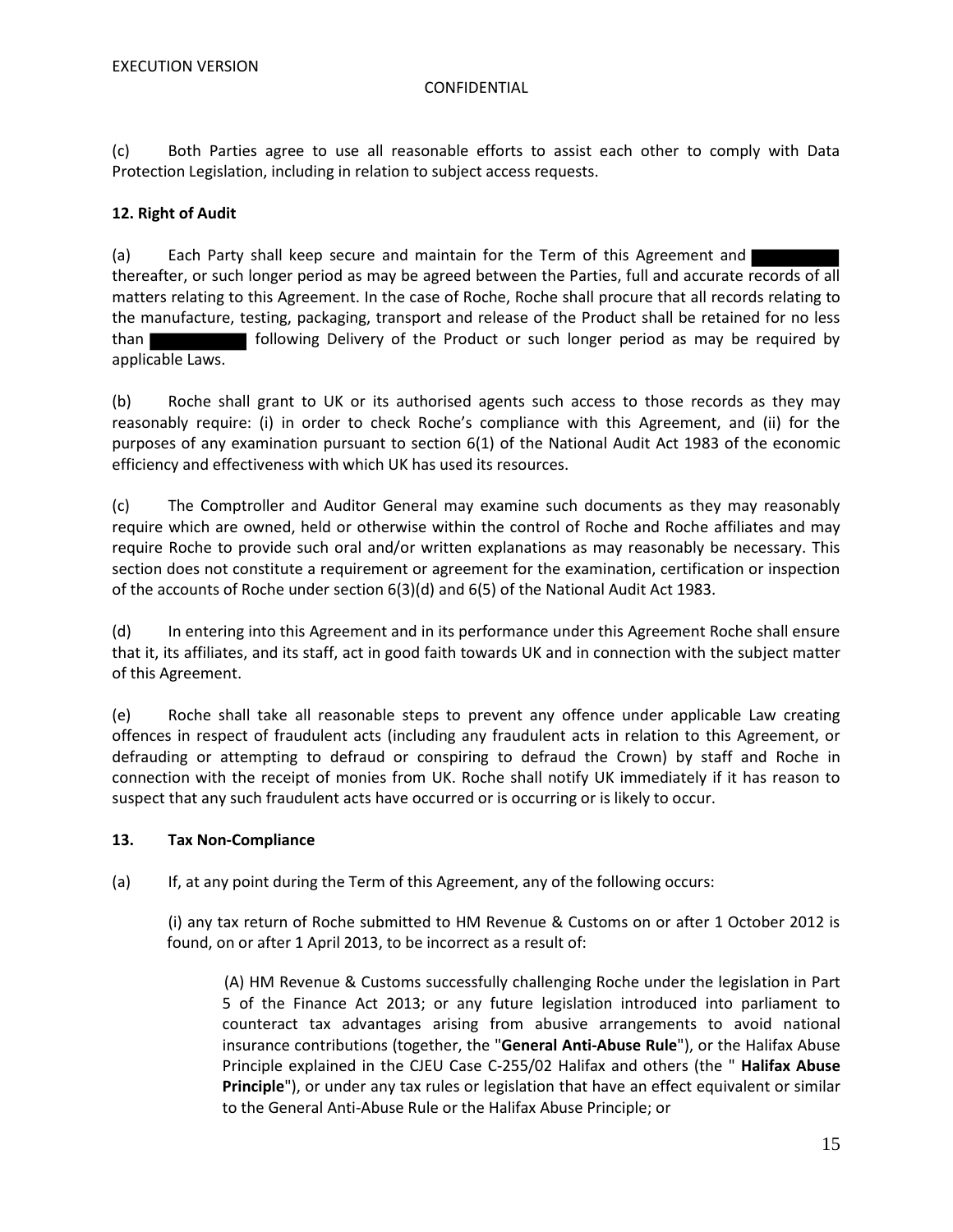(c) Both Parties agree to use all reasonable efforts to assist each other to comply with Data Protection Legislation, including in relation to subject access requests.

**12. Right of Audit**

(a) Each Party shall keep secure and maintain for the Term of this Agreement and ██████ thereafter, or such longer period as may be agreed between the Parties, full and accurate records of all matters relating to this Agreement. In the case of Roche, Roche shall procure that all records relating to the manufacture, testing, packaging, transport and release of the Product shall be retained for no less than ██████ following Delivery of the Product or such longer period as may be required by applicable Laws.

(b) Roche shall grant to UK or its authorised agents such access to those records as they may reasonably require: (i) in order to check Roche's compliance with this Agreement, and (ii) for the purposes of any examination pursuant to section 6(1) of the National Audit Act 1983 of the economic efficiency and effectiveness with which UK has used its resources.

(c) The Comptroller and Auditor General may examine such documents as they may reasonably require which are owned, held or otherwise within the control of Roche and Roche affiliates and may require Roche to provide such oral and/or written explanations as may reasonably be necessary. This section does not constitute a requirement or agreement for the examination, certification or inspection of the accounts of Roche under section 6(3)(d) and 6(5) of the National Audit Act 1983.

(d) In entering into this Agreement and in its performance under this Agreement Roche shall ensure that it, its affiliates, and its staff, act in good faith towards UK and in connection with the subject matter of this Agreement.

(e) Roche shall take all reasonable steps to prevent any offence under applicable Law creating offences in respect of fraudulent acts (including any fraudulent acts in relation to this Agreement, or defrauding or attempting to defraud or conspiring to defraud the Crown) by staff and Roche in connection with the receipt of monies from UK. Roche shall notify UK immediately if it has reason to suspect that any such fraudulent acts have occurred or is occurring or is likely to occur.

**13. Tax Non-Compliance**

(a) If, at any point during the Term of this Agreement, any of the following occurs:

(i) any tax return of Roche submitted to HM Revenue & Customs on or after 1 October 2012 is found, on or after 1 April 2013, to be incorrect as a result of:

(A) HM Revenue & Customs successfully challenging Roche under the legislation in Part 5 of the Finance Act 2013; or any future legislation introduced into parliament to counteract tax advantages arising from abusive arrangements to avoid national insurance contributions (together, the "**General Anti-Abuse Rule**"), or the Halifax Abuse Principle explained in the CJEU Case C-255/02 Halifax and others (the " **Halifax Abuse Principle**"), or under any tax rules or legislation that have an effect equivalent or similar to the General Anti-Abuse Rule or the Halifax Abuse Principle; or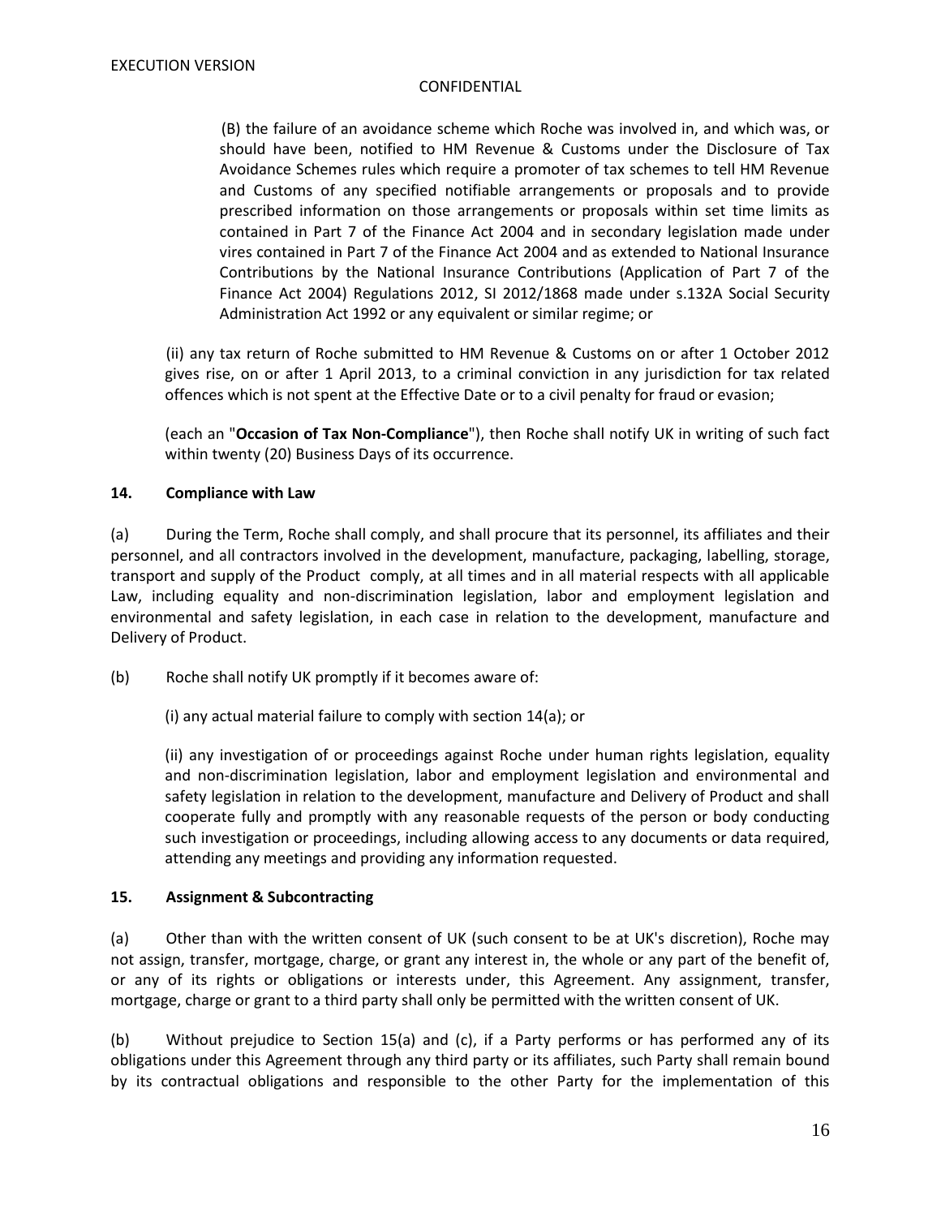(B) the failure of an avoidance scheme which Roche was involved in, and which was, or should have been, notified to HM Revenue & Customs under the Disclosure of Tax Avoidance Schemes rules which require a promoter of tax schemes to tell HM Revenue and Customs of any specified notifiable arrangements or proposals and to provide prescribed information on those arrangements or proposals within set time limits as contained in Part 7 of the Finance Act 2004 and in secondary legislation made under vires contained in Part 7 of the Finance Act 2004 and as extended to National Insurance Contributions by the National Insurance Contributions (Application of Part 7 of the Finance Act 2004) Regulations 2012, SI 2012/1868 made under s.132A Social Security Administration Act 1992 or any equivalent or similar regime; or

(ii) any tax return of Roche submitted to HM Revenue & Customs on or after 1 October 2012 gives rise, on or after 1 April 2013, to a criminal conviction in any jurisdiction for tax related offences which is not spent at the Effective Date or to a civil penalty for fraud or evasion;

(each an "**Occasion of Tax Non-Compliance**"), then Roche shall notify UK in writing of such fact within twenty (20) Business Days of its occurrence.

**14. Compliance with Law**

(a) During the Term, Roche shall comply, and shall procure that its personnel, its affiliates and their personnel, and all contractors involved in the development, manufacture, packaging, labelling, storage, transport and supply of the Product comply, at all times and in all material respects with all applicable Law, including equality and non-discrimination legislation, labor and employment legislation and environmental and safety legislation, in each case in relation to the development, manufacture and Delivery of Product.

(b) Roche shall notify UK promptly if it becomes aware of:

(i) any actual material failure to comply with section 14(a); or

(ii) any investigation of or proceedings against Roche under human rights legislation, equality and non-discrimination legislation, labor and employment legislation and environmental and safety legislation in relation to the development, manufacture and Delivery of Product and shall cooperate fully and promptly with any reasonable requests of the person or body conducting such investigation or proceedings, including allowing access to any documents or data required, attending any meetings and providing any information requested.

**15. Assignment & Subcontracting**

(a) Other than with the written consent of UK (such consent to be at UK's discretion), Roche may not assign, transfer, mortgage, charge, or grant any interest in, the whole or any part of the benefit of, or any of its rights or obligations or interests under, this Agreement. Any assignment, transfer, mortgage, charge or grant to a third party shall only be permitted with the written consent of UK.

(b) Without prejudice to Section 15(a) and (c), if a Party performs or has performed any of its obligations under this Agreement through any third party or its affiliates, such Party shall remain bound by its contractual obligations and responsible to the other Party for the implementation of this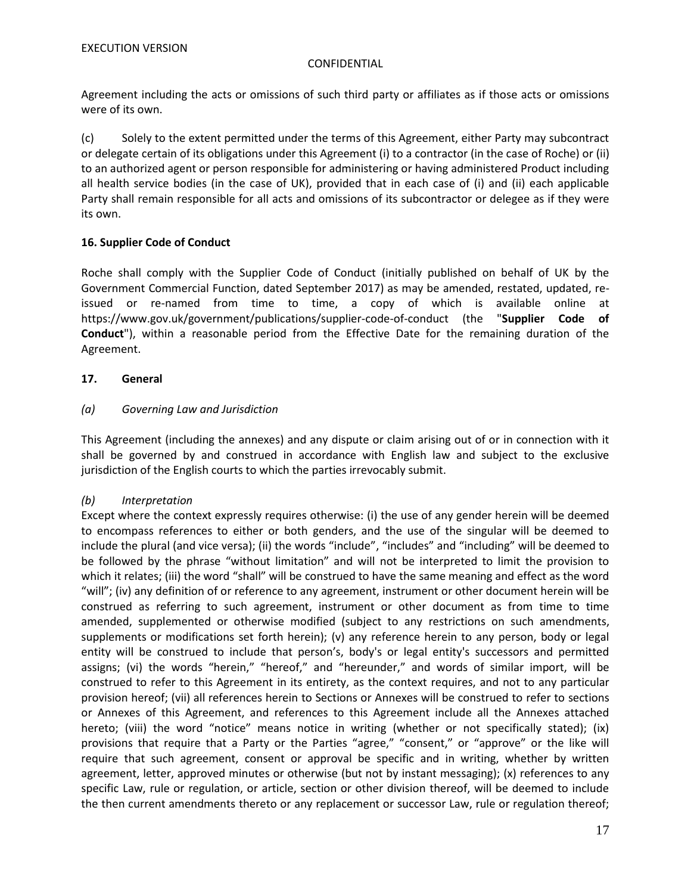Agreement including the acts or omissions of such third party or affiliates as if those acts or omissions were of its own.

(c) Solely to the extent permitted under the terms of this Agreement, either Party may subcontract or delegate certain of its obligations under this Agreement (i) to a contractor (in the case of Roche) or (ii) to an authorized agent or person responsible for administering or having administered Product including all health service bodies (in the case of UK), provided that in each case of (i) and (ii) each applicable Party shall remain responsible for all acts and omissions of its subcontractor or delegee as if they were its own.

**16. Supplier Code of Conduct**

Roche shall comply with the Supplier Code of Conduct (initially published on behalf of UK by the Government Commercial Function, dated September 2017) as may be amended, restated, updated, re-issued or re-named from time to time, a copy of which is available online at https://www.gov.uk/government/publications/supplier-code-of-conduct (the "**Supplier Code of Conduct**"), within a reasonable period from the Effective Date for the remaining duration of the Agreement.

**17. General**

*(a) Governing Law and Jurisdiction*

This Agreement (including the annexes) and any dispute or claim arising out of or in connection with it shall be governed by and construed in accordance with English law and subject to the exclusive jurisdiction of the English courts to which the parties irrevocably submit.

*(b) Interpretation*

Except where the context expressly requires otherwise: (i) the use of any gender herein will be deemed to encompass references to either or both genders, and the use of the singular will be deemed to include the plural (and vice versa); (ii) the words "include", "includes" and "including" will be deemed to be followed by the phrase "without limitation" and will not be interpreted to limit the provision to which it relates; (iii) the word "shall" will be construed to have the same meaning and effect as the word "will"; (iv) any definition of or reference to any agreement, instrument or other document herein will be construed as referring to such agreement, instrument or other document as from time to time amended, supplemented or otherwise modified (subject to any restrictions on such amendments, supplements or modifications set forth herein); (v) any reference herein to any person, body or legal entity will be construed to include that person's, body's or legal entity's successors and permitted assigns; (vi) the words "herein," "hereof," and "hereunder," and words of similar import, will be construed to refer to this Agreement in its entirety, as the context requires, and not to any particular provision hereof; (vii) all references herein to Sections or Annexes will be construed to refer to sections or Annexes of this Agreement, and references to this Agreement include all the Annexes attached hereto; (viii) the word "notice" means notice in writing (whether or not specifically stated); (ix) provisions that require that a Party or the Parties "agree," "consent," or "approve" or the like will require that such agreement, consent or approval be specific and in writing, whether by written agreement, letter, approved minutes or otherwise (but not by instant messaging); (x) references to any specific Law, rule or regulation, or article, section or other division thereof, will be deemed to include the then current amendments thereto or any replacement or successor Law, rule or regulation thereof;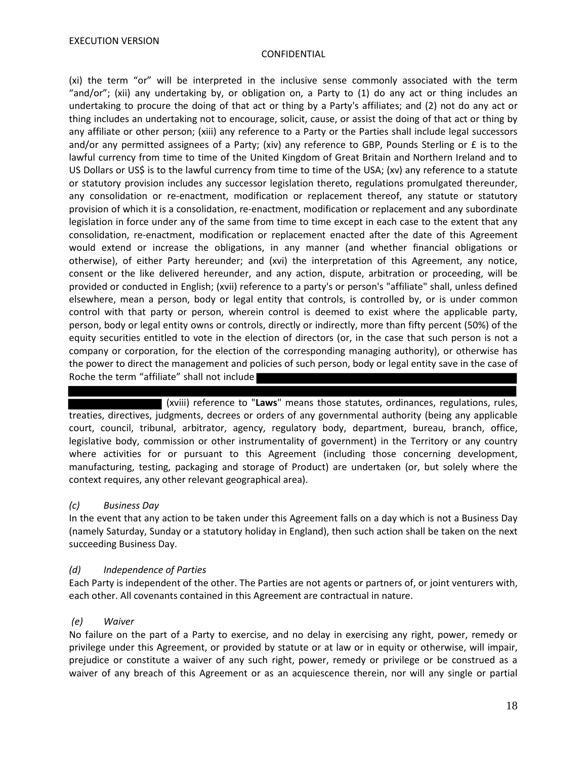(xi) the term "or" will be interpreted in the inclusive sense commonly associated with the term "and/or"; (xii) any undertaking by, or obligation on, a Party to (1) do any act or thing includes an undertaking to procure the doing of that act or thing by a Party's affiliates; and (2) not do any act or thing includes an undertaking not to encourage, solicit, cause, or assist the doing of that act or thing by any affiliate or other person; (xiii) any reference to a Party or the Parties shall include legal successors and/or any permitted assignees of a Party; (xiv) any reference to GBP, Pounds Sterling or £ is to the lawful currency from time to time of the United Kingdom of Great Britain and Northern Ireland and to US Dollars or US$ is to the lawful currency from time to time of the USA; (xv) any reference to a statute or statutory provision includes any successor legislation thereto, regulations promulgated thereunder, any consolidation or re-enactment, modification or replacement thereof, any statute or statutory provision of which it is a consolidation, re-enactment, modification or replacement and any subordinate legislation in force under any of the same from time to time except in each case to the extent that any consolidation, re-enactment, modification or replacement enacted after the date of this Agreement would extend or increase the obligations, in any manner (and whether financial obligations or otherwise), of either Party hereunder; and (xvi) the interpretation of this Agreement, any notice, consent or the like delivered hereunder, and any action, dispute, arbitration or proceeding, will be provided or conducted in English; (xvii) reference to a party's or person's "affiliate" shall, unless defined elsewhere, mean a person, body or legal entity that controls, is controlled by, or is under common control with that party or person, wherein control is deemed to exist where the applicable party, person, body or legal entity owns or controls, directly or indirectly, more than fifty percent (50%) of the equity securities entitled to vote in the election of directors (or, in the case that such person is not a company or corporation, for the election of the corresponding managing authority), or otherwise has the power to direct the management and policies of such person, body or legal entity save in the case of Roche the term "affiliate" shall not include [REDACTED] (xviii) reference to "**Laws**" means those statutes, ordinances, regulations, rules, treaties, directives, judgments, decrees or orders of any governmental authority (being any applicable court, council, tribunal, arbitrator, agency, regulatory body, department, bureau, branch, office, legislative body, commission or other instrumentality of government) in the Territory or any country where activities for or pursuant to this Agreement (including those concerning development, manufacturing, testing, packaging and storage of Product) are undertaken (or, but solely where the context requires, any other relevant geographical area).

*(c) Business Day*

In the event that any action to be taken under this Agreement falls on a day which is not a Business Day (namely Saturday, Sunday or a statutory holiday in England), then such action shall be taken on the next succeeding Business Day.

*(d) Independence of Parties*

Each Party is independent of the other. The Parties are not agents or partners of, or joint venturers with, each other. All covenants contained in this Agreement are contractual in nature.

*(e) Waiver*

No failure on the part of a Party to exercise, and no delay in exercising any right, power, remedy or privilege under this Agreement, or provided by statute or at law or in equity or otherwise, will impair, prejudice or constitute a waiver of any such right, power, remedy or privilege or be construed as a waiver of any breach of this Agreement or as an acquiescence therein, nor will any single or partial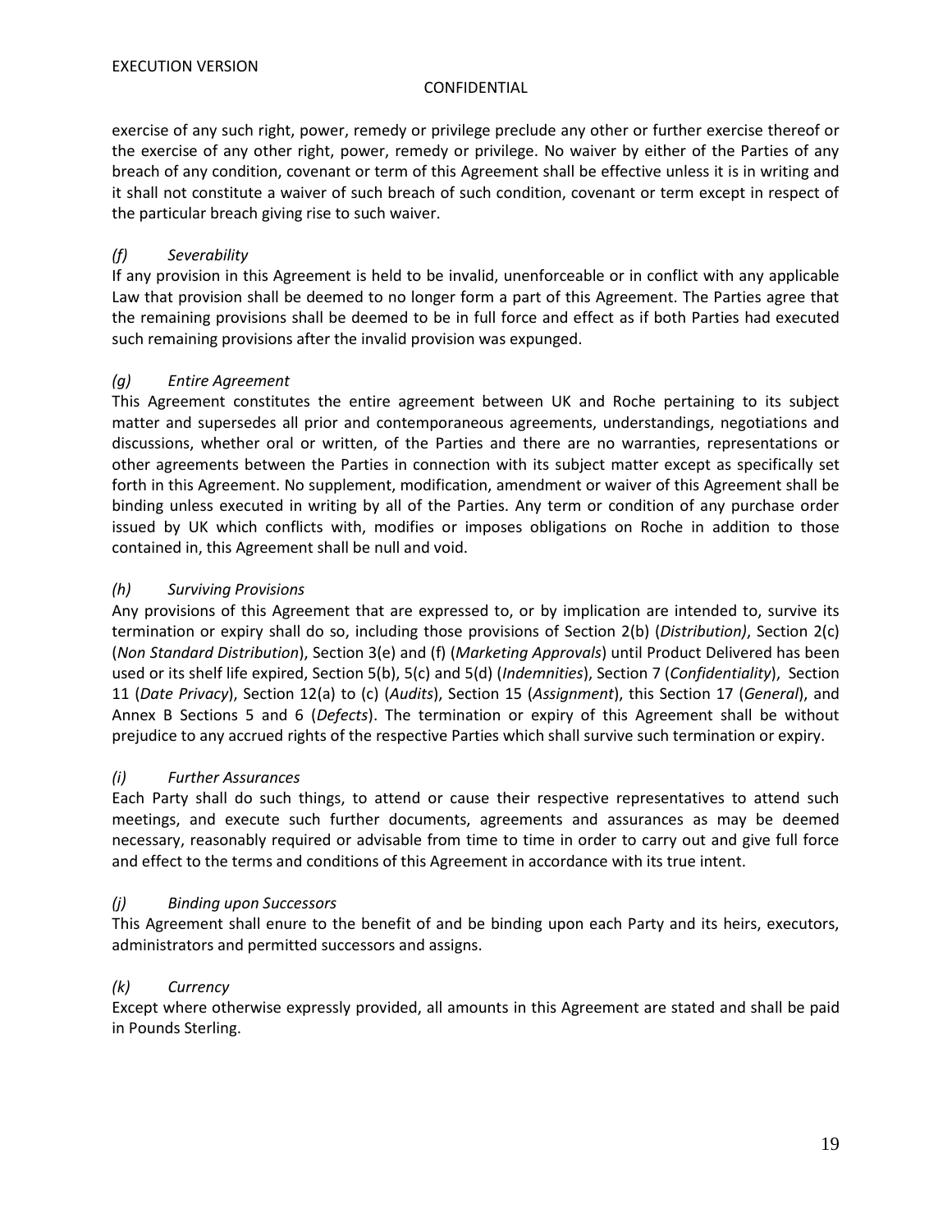exercise of any such right, power, remedy or privilege preclude any other or further exercise thereof or the exercise of any other right, power, remedy or privilege. No waiver by either of the Parties of any breach of any condition, covenant or term of this Agreement shall be effective unless it is in writing and it shall not constitute a waiver of such breach of such condition, covenant or term except in respect of the particular breach giving rise to such waiver.

*(f) Severability*

If any provision in this Agreement is held to be invalid, unenforceable or in conflict with any applicable Law that provision shall be deemed to no longer form a part of this Agreement. The Parties agree that the remaining provisions shall be deemed to be in full force and effect as if both Parties had executed such remaining provisions after the invalid provision was expunged.

*(g) Entire Agreement*

This Agreement constitutes the entire agreement between UK and Roche pertaining to its subject matter and supersedes all prior and contemporaneous agreements, understandings, negotiations and discussions, whether oral or written, of the Parties and there are no warranties, representations or other agreements between the Parties in connection with its subject matter except as specifically set forth in this Agreement. No supplement, modification, amendment or waiver of this Agreement shall be binding unless executed in writing by all of the Parties. Any term or condition of any purchase order issued by UK which conflicts with, modifies or imposes obligations on Roche in addition to those contained in, this Agreement shall be null and void.

*(h) Surviving Provisions*

Any provisions of this Agreement that are expressed to, or by implication are intended to, survive its termination or expiry shall do so, including those provisions of Section 2(b) (*Distribution)*, Section 2(c) (*Non Standard Distribution*), Section 3(e) and (f) (*Marketing Approvals*) until Product Delivered has been used or its shelf life expired, Section 5(b), 5(c) and 5(d) (*Indemnities*), Section 7 (*Confidentiality*), Section 11 (*Date Privacy*), Section 12(a) to (c) (*Audits*), Section 15 (*Assignment*), this Section 17 (*General*), and Annex B Sections 5 and 6 (*Defects*). The termination or expiry of this Agreement shall be without prejudice to any accrued rights of the respective Parties which shall survive such termination or expiry.

*(i) Further Assurances*

Each Party shall do such things, to attend or cause their respective representatives to attend such meetings, and execute such further documents, agreements and assurances as may be deemed necessary, reasonably required or advisable from time to time in order to carry out and give full force and effect to the terms and conditions of this Agreement in accordance with its true intent.

*(j) Binding upon Successors*

This Agreement shall enure to the benefit of and be binding upon each Party and its heirs, executors, administrators and permitted successors and assigns.

*(k) Currency*

Except where otherwise expressly provided, all amounts in this Agreement are stated and shall be paid in Pounds Sterling.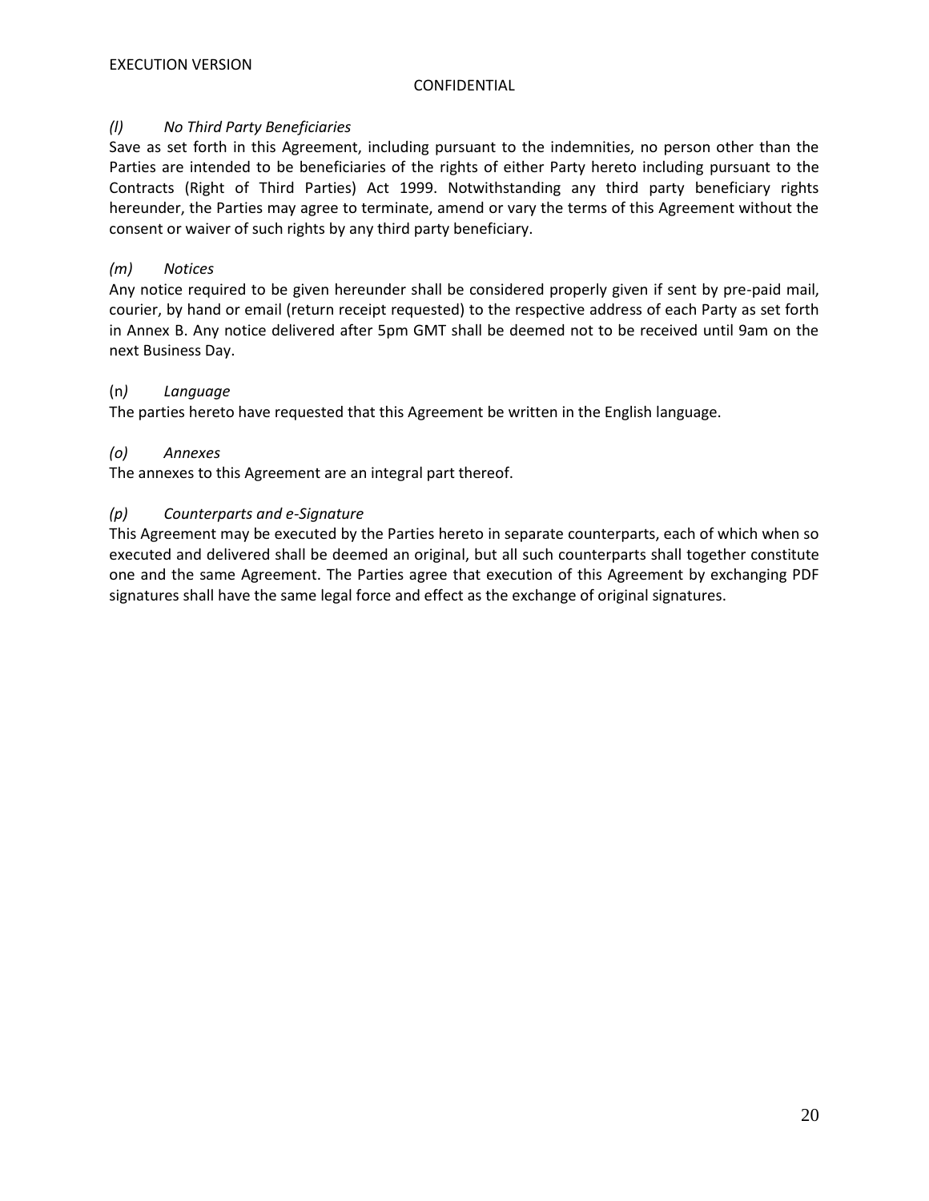*(l)	No Third Party Beneficiaries*

Save as set forth in this Agreement, including pursuant to the indemnities, no person other than the Parties are intended to be beneficiaries of the rights of either Party hereto including pursuant to the Contracts (Right of Third Parties) Act 1999. Notwithstanding any third party beneficiary rights hereunder, the Parties may agree to terminate, amend or vary the terms of this Agreement without the consent or waiver of such rights by any third party beneficiary.

*(m)	Notices*

Any notice required to be given hereunder shall be considered properly given if sent by pre-paid mail, courier, by hand or email (return receipt requested) to the respective address of each Party as set forth in Annex B. Any notice delivered after 5pm GMT shall be deemed not to be received until 9am on the next Business Day.

(n*)	Language*

The parties hereto have requested that this Agreement be written in the English language.

*(o)	Annexes*

The annexes to this Agreement are an integral part thereof.

*(p)	Counterparts and e-Signature*

This Agreement may be executed by the Parties hereto in separate counterparts, each of which when so executed and delivered shall be deemed an original, but all such counterparts shall together constitute one and the same Agreement. The Parties agree that execution of this Agreement by exchanging PDF signatures shall have the same legal force and effect as the exchange of original signatures.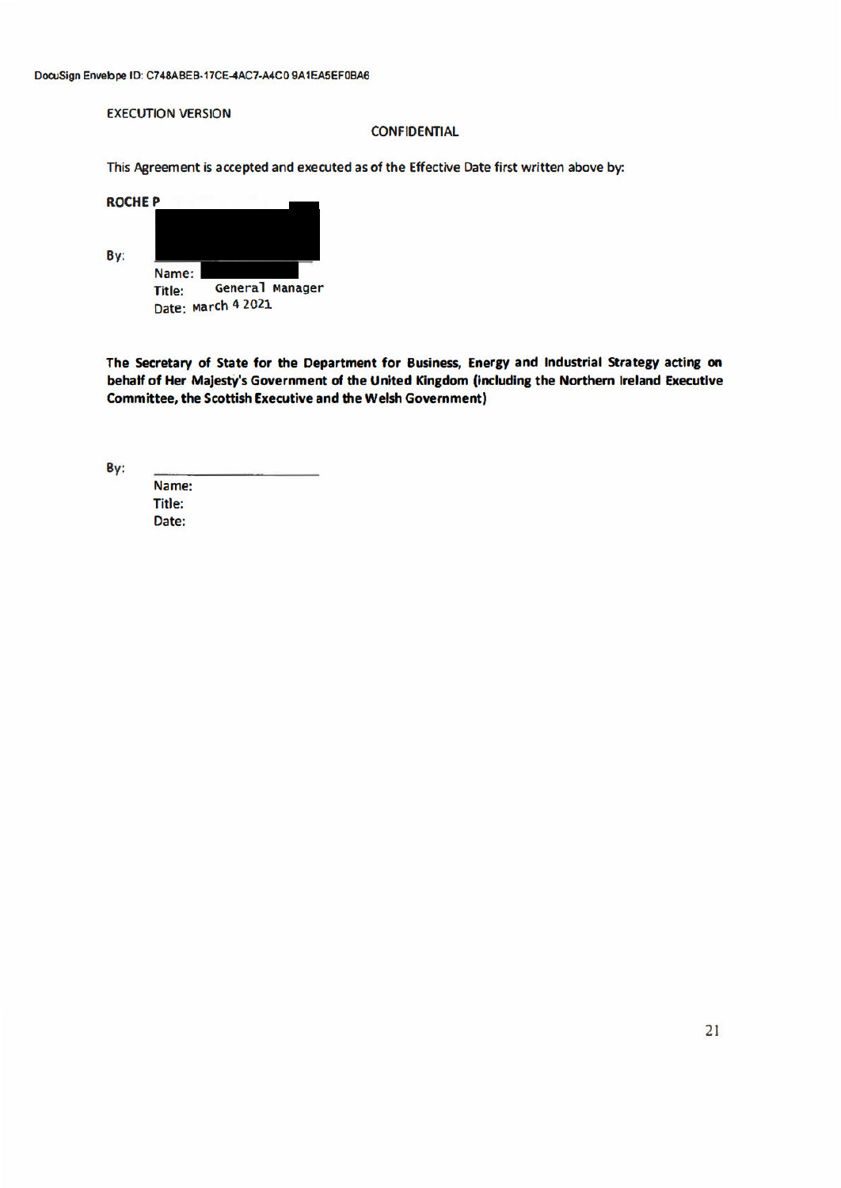DocuSign Envelope ID: C748ABEB-17CE-4AC7-A4C0 9A1EA5EF0BA6

EXECUTION VERSION

CONFIDENTIAL

This Agreement is accepted and executed as of the Effective Date first written above by:

**ROCHE P**

By: \_\_\_\_\_\_\_\_\_\_\_\_\_\_\_\_\_\_\_\_\_\_\_\_

Name:
Title: General Manager
Date: March 4 2021

**The Secretary of State for the Department for Business, Energy and Industrial Strategy acting on behalf of Her Majesty's Government of the United Kingdom (including the Northern Ireland Executive Committee, the Scottish Executive and the Welsh Government)**

By: \_\_\_\_\_\_\_\_\_\_\_\_\_\_\_\_\_\_\_\_\_\_\_\_

Name:
Title:
Date: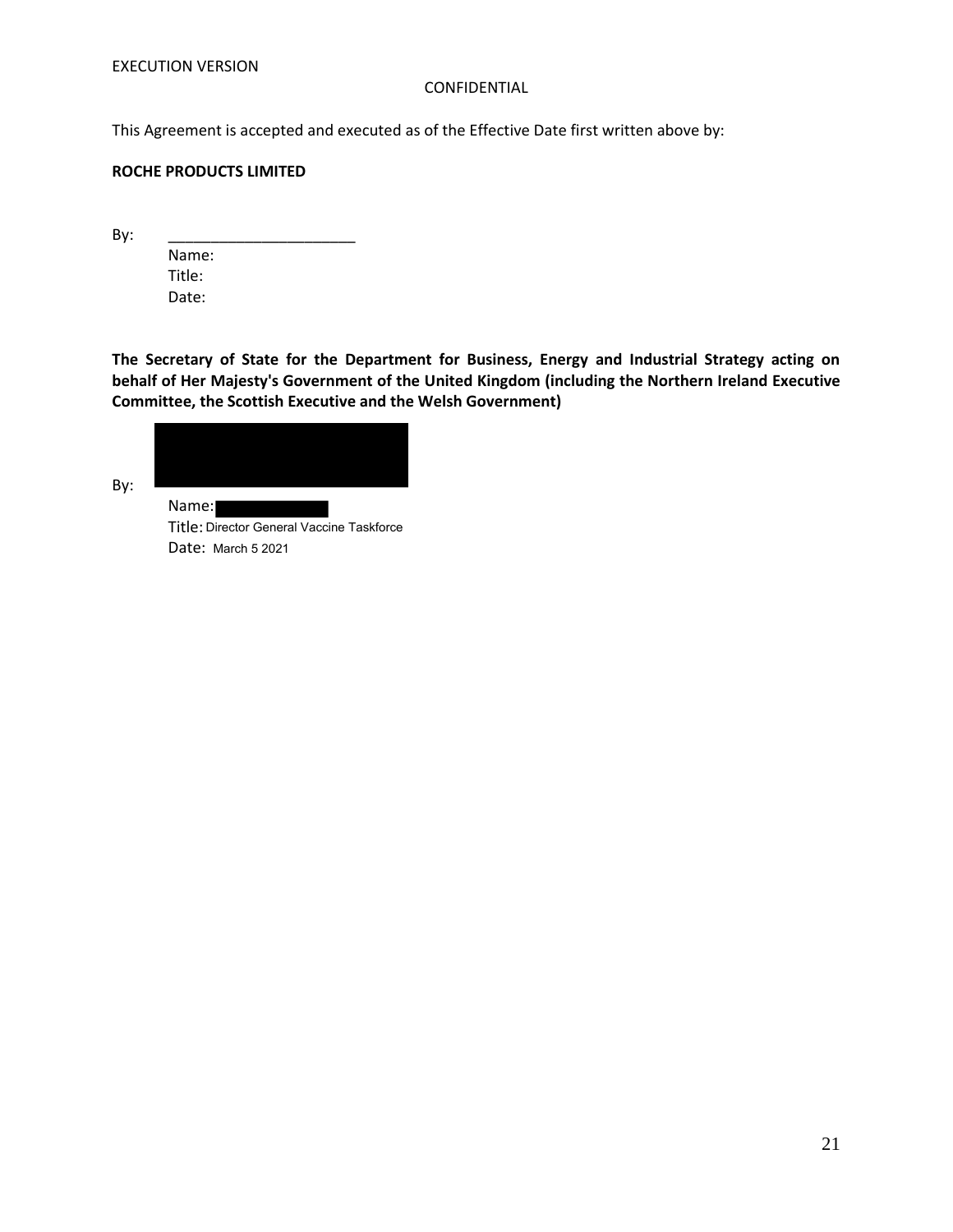EXECUTION VERSION

CONFIDENTIAL

This Agreement is accepted and executed as of the Effective Date first written above by:

**ROCHE PRODUCTS LIMITED**

By: ______________________

Name:
Title:
Date:

**The Secretary of State for the Department for Business, Energy and Industrial Strategy acting on behalf of Her Majesty's Government of the United Kingdom (including the Northern Ireland Executive Committee, the Scottish Executive and the Welsh Government)**

By:

Name:
Title: Director General Vaccine Taskforce
Date: March 5 2021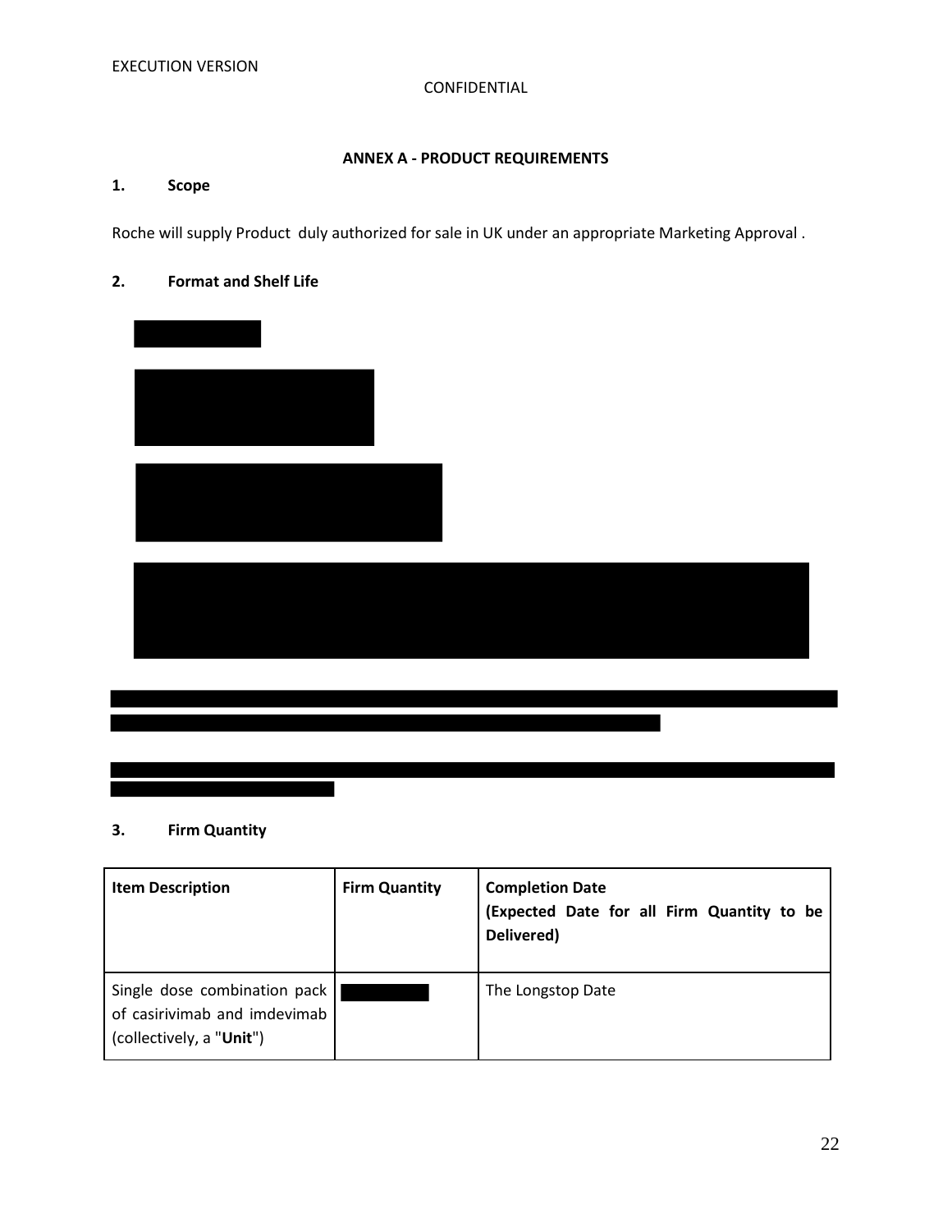EXECUTION VERSION

CONFIDENTIAL

**ANNEX A - PRODUCT REQUIREMENTS**

**1. Scope**

Roche will supply Product duly authorized for sale in UK under an appropriate Marketing Approval .

**2. Format and Shelf Life**

[REDACTED]

[REDACTED]

[REDACTED]

[REDACTED]

[REDACTED]

[REDACTED]

**3. Firm Quantity**

| **Item Description** | **Firm Quantity** | **Completion Date (Expected Date for all Firm Quantity to be Delivered)** |
| --- | --- | --- |
| Single dose combination pack of casirivimab and imdevimab (collectively, a "**Unit**") | [REDACTED] | The Longstop Date |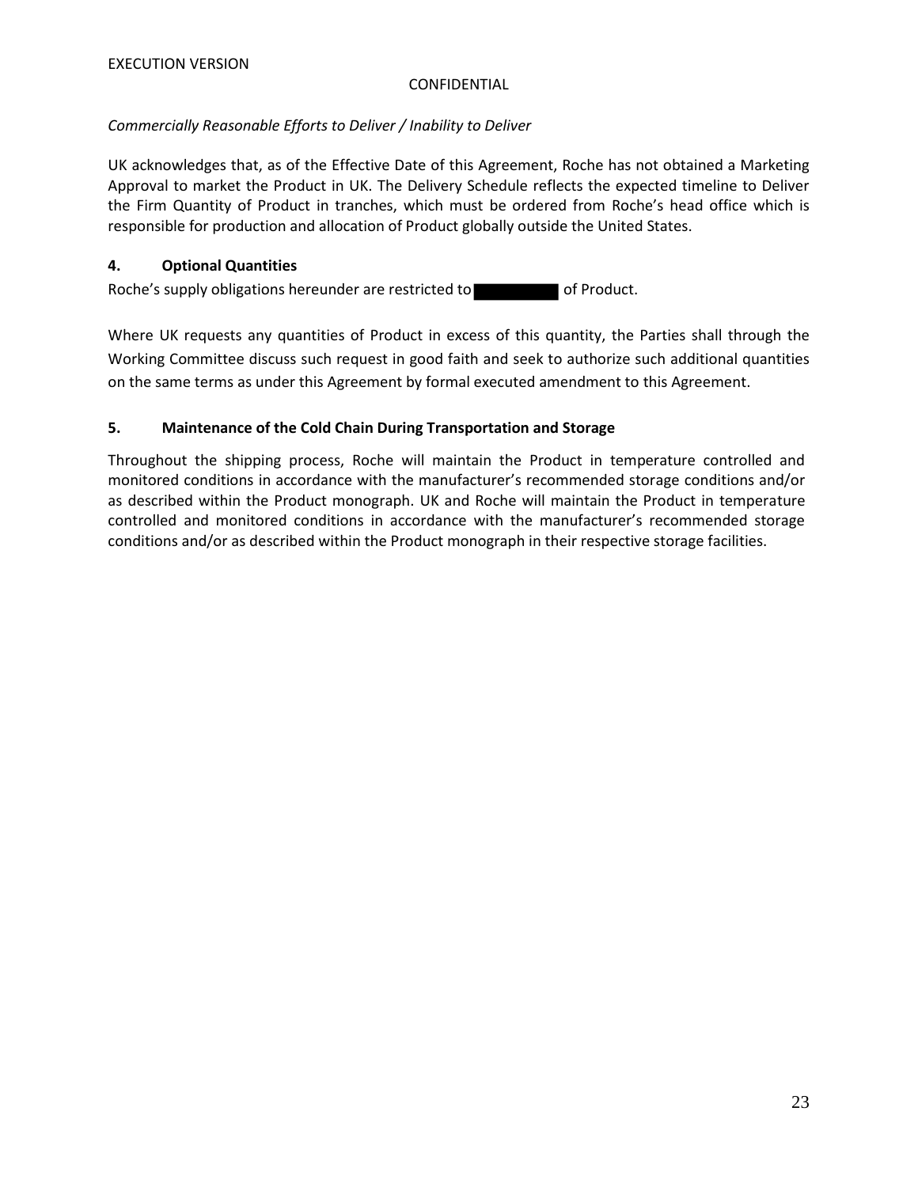*Commercially Reasonable Efforts to Deliver / Inability to Deliver*

UK acknowledges that, as of the Effective Date of this Agreement, Roche has not obtained a Marketing Approval to market the Product in UK. The Delivery Schedule reflects the expected timeline to Deliver the Firm Quantity of Product in tranches, which must be ordered from Roche's head office which is responsible for production and allocation of Product globally outside the United States.

**4. Optional Quantities**

Roche's supply obligations hereunder are restricted to [REDACTED] of Product.

Where UK requests any quantities of Product in excess of this quantity, the Parties shall through the Working Committee discuss such request in good faith and seek to authorize such additional quantities on the same terms as under this Agreement by formal executed amendment to this Agreement.

**5. Maintenance of the Cold Chain During Transportation and Storage**

Throughout the shipping process, Roche will maintain the Product in temperature controlled and monitored conditions in accordance with the manufacturer's recommended storage conditions and/or as described within the Product monograph. UK and Roche will maintain the Product in temperature controlled and monitored conditions in accordance with the manufacturer's recommended storage conditions and/or as described within the Product monograph in their respective storage facilities.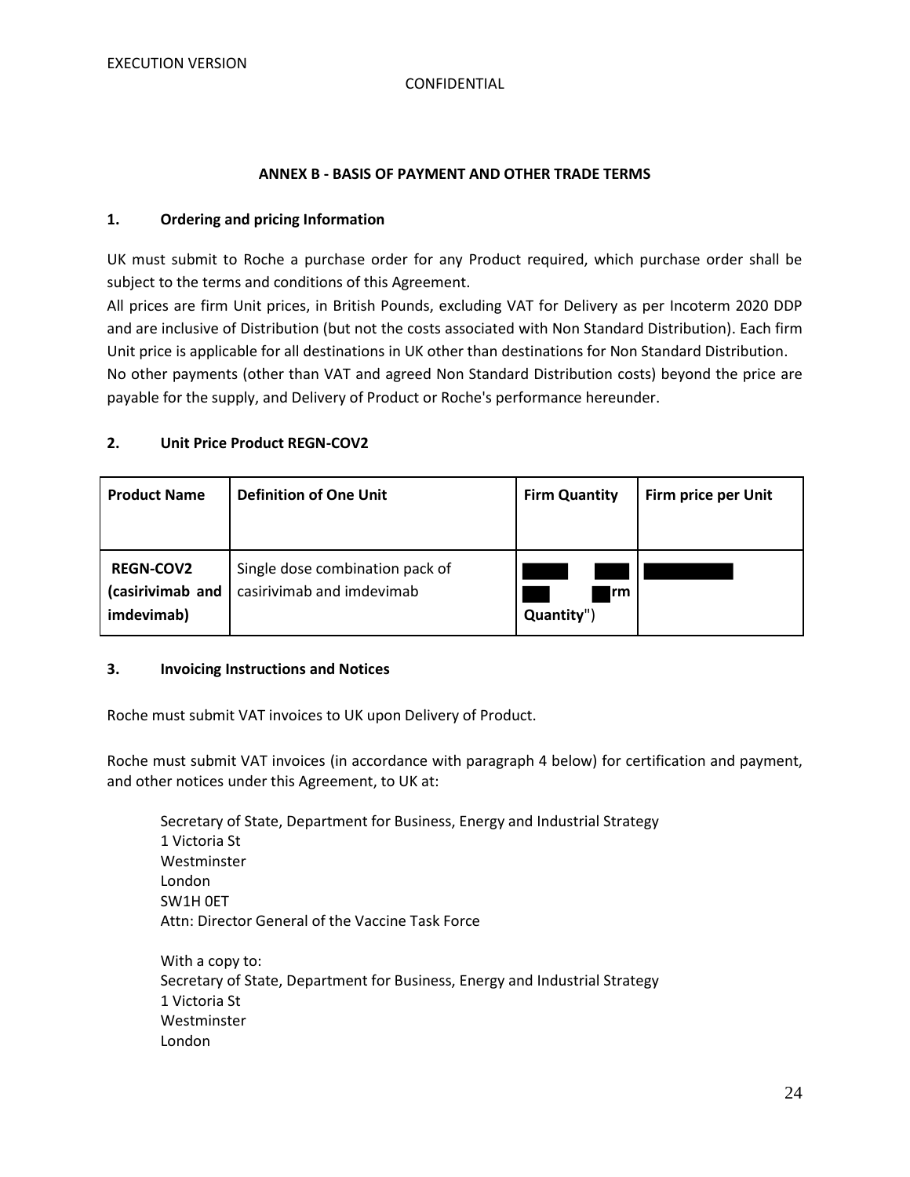EXECUTION VERSION

CONFIDENTIAL

**ANNEX B - BASIS OF PAYMENT AND OTHER TRADE TERMS**

**1. Ordering and pricing Information**

UK must submit to Roche a purchase order for any Product required, which purchase order shall be subject to the terms and conditions of this Agreement.

All prices are firm Unit prices, in British Pounds, excluding VAT for Delivery as per Incoterm 2020 DDP and are inclusive of Distribution (but not the costs associated with Non Standard Distribution). Each firm Unit price is applicable for all destinations in UK other than destinations for Non Standard Distribution.

No other payments (other than VAT and agreed Non Standard Distribution costs) beyond the price are payable for the supply, and Delivery of Product or Roche's performance hereunder.

**2. Unit Price Product REGN-COV2**

| **Product Name** | **Definition of One Unit** | **Firm Quantity** | **Firm price per Unit** |
|---|---|---|---|
| **REGN-COV2 (casirivimab and imdevimab)** | Single dose combination pack of casirivimab and imdevimab | [REDACTED] rm Quantity") | [REDACTED] |

**3. Invoicing Instructions and Notices**

Roche must submit VAT invoices to UK upon Delivery of Product.

Roche must submit VAT invoices (in accordance with paragraph 4 below) for certification and payment, and other notices under this Agreement, to UK at:

Secretary of State, Department for Business, Energy and Industrial Strategy
1 Victoria St
Westminster
London
SW1H 0ET
Attn: Director General of the Vaccine Task Force

With a copy to:
Secretary of State, Department for Business, Energy and Industrial Strategy
1 Victoria St
Westminster
London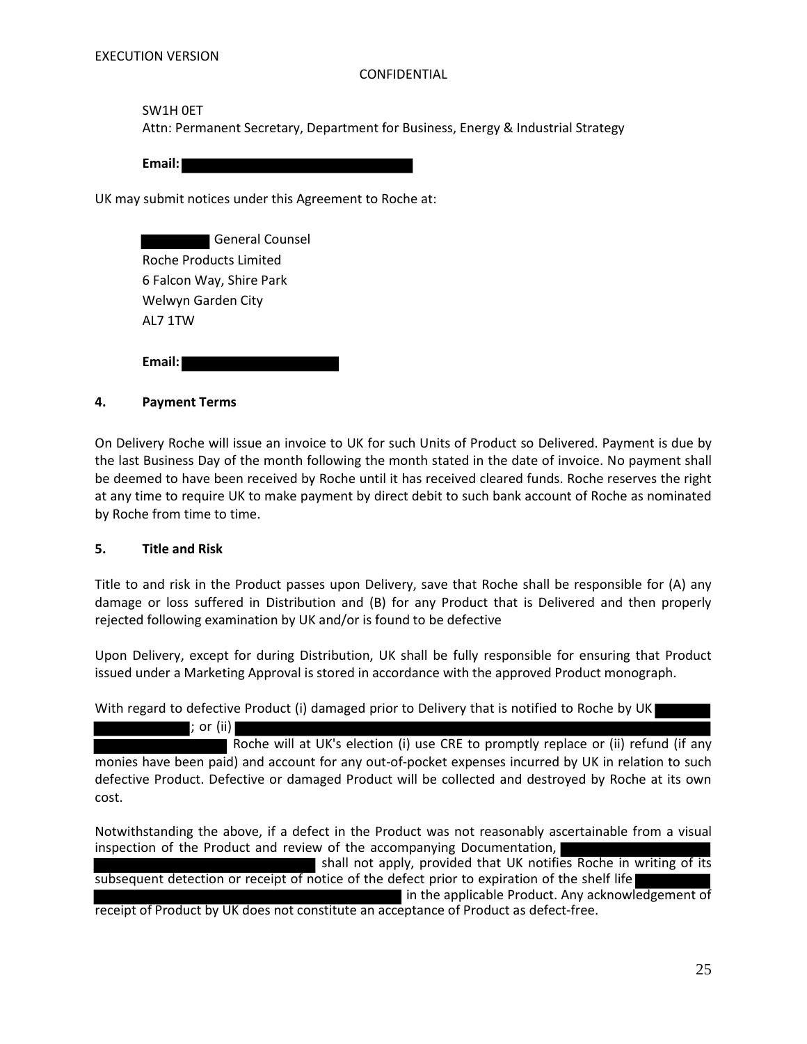SW1H 0ET
Attn: Permanent Secretary, Department for Business, Energy & Industrial Strategy

**Email:** [REDACTED]

UK may submit notices under this Agreement to Roche at:

[REDACTED] General Counsel
Roche Products Limited
6 Falcon Way, Shire Park
Welwyn Garden City
AL7 1TW

**Email:** [REDACTED]

## 4. Payment Terms

On Delivery Roche will issue an invoice to UK for such Units of Product so Delivered. Payment is due by the last Business Day of the month following the month stated in the date of invoice. No payment shall be deemed to have been received by Roche until it has received cleared funds. Roche reserves the right at any time to require UK to make payment by direct debit to such bank account of Roche as nominated by Roche from time to time.

## 5. Title and Risk

Title to and risk in the Product passes upon Delivery, save that Roche shall be responsible for (A) any damage or loss suffered in Distribution and (B) for any Product that is Delivered and then properly rejected following examination by UK and/or is found to be defective

Upon Delivery, except for during Distribution, UK shall be fully responsible for ensuring that Product issued under a Marketing Approval is stored in accordance with the approved Product monograph.

With regard to defective Product (i) damaged prior to Delivery that is notified to Roche by UK [REDACTED]; or (ii) [REDACTED] Roche will at UK's election (i) use CRE to promptly replace or (ii) refund (if any monies have been paid) and account for any out-of-pocket expenses incurred by UK in relation to such defective Product. Defective or damaged Product will be collected and destroyed by Roche at its own cost.

Notwithstanding the above, if a defect in the Product was not reasonably ascertainable from a visual inspection of the Product and review of the accompanying Documentation, [REDACTED] shall not apply, provided that UK notifies Roche in writing of its subsequent detection or receipt of notice of the defect prior to expiration of the shelf life [REDACTED] in the applicable Product. Any acknowledgement of receipt of Product by UK does not constitute an acceptance of Product as defect-free.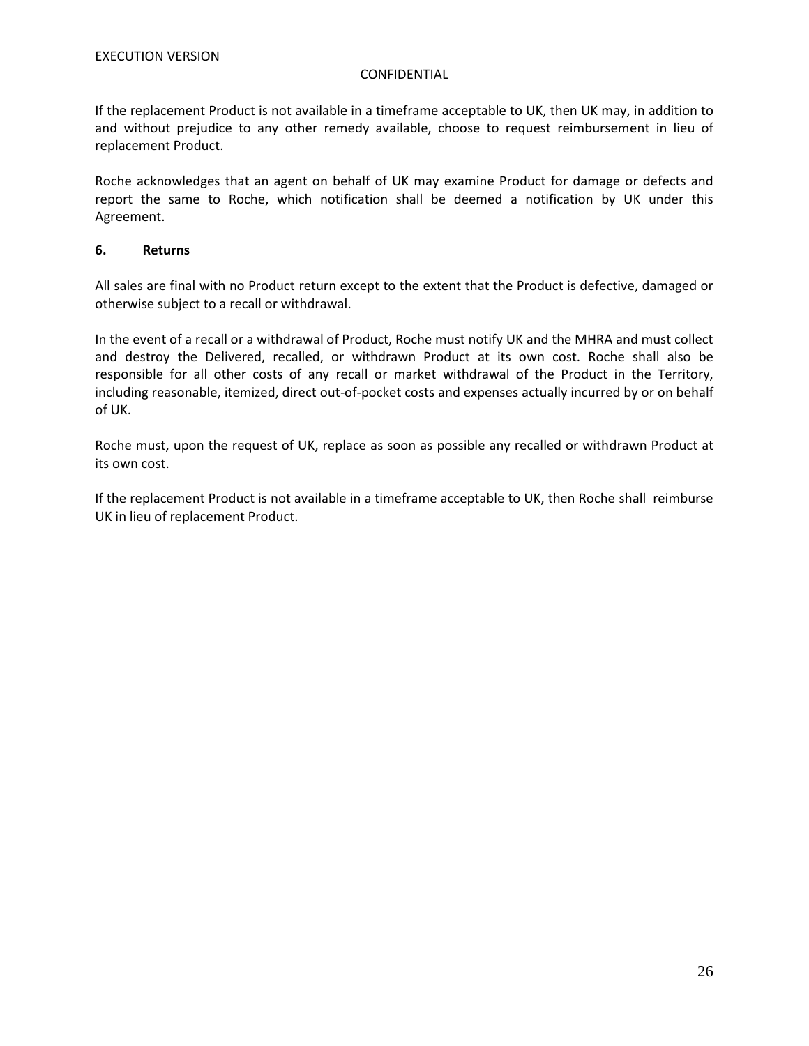If the replacement Product is not available in a timeframe acceptable to UK, then UK may, in addition to and without prejudice to any other remedy available, choose to request reimbursement in lieu of replacement Product.

Roche acknowledges that an agent on behalf of UK may examine Product for damage or defects and report the same to Roche, which notification shall be deemed a notification by UK under this Agreement.

**6. Returns**

All sales are final with no Product return except to the extent that the Product is defective, damaged or otherwise subject to a recall or withdrawal.

In the event of a recall or a withdrawal of Product, Roche must notify UK and the MHRA and must collect and destroy the Delivered, recalled, or withdrawn Product at its own cost. Roche shall also be responsible for all other costs of any recall or market withdrawal of the Product in the Territory, including reasonable, itemized, direct out-of-pocket costs and expenses actually incurred by or on behalf of UK.

Roche must, upon the request of UK, replace as soon as possible any recalled or withdrawn Product at its own cost.

If the replacement Product is not available in a timeframe acceptable to UK, then Roche shall reimburse UK in lieu of replacement Product.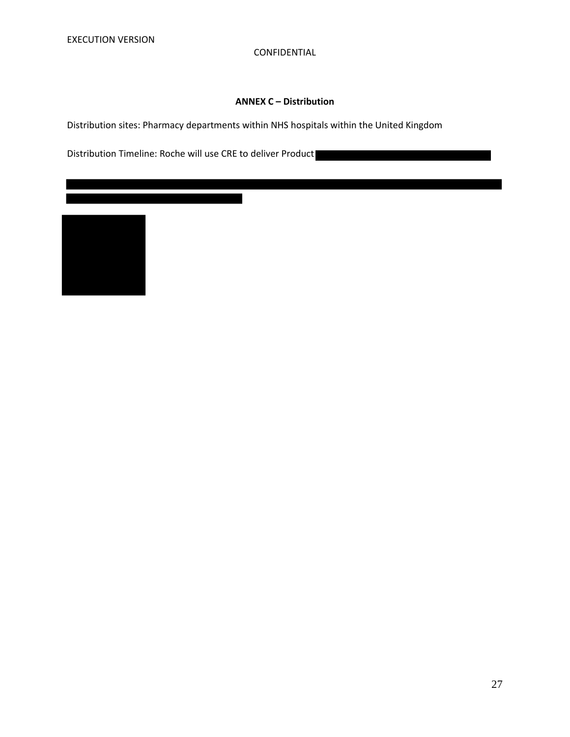## ANNEX C – Distribution

Distribution sites: Pharmacy departments within NHS hospitals within the United Kingdom

Distribution Timeline: Roche will use CRE to deliver Product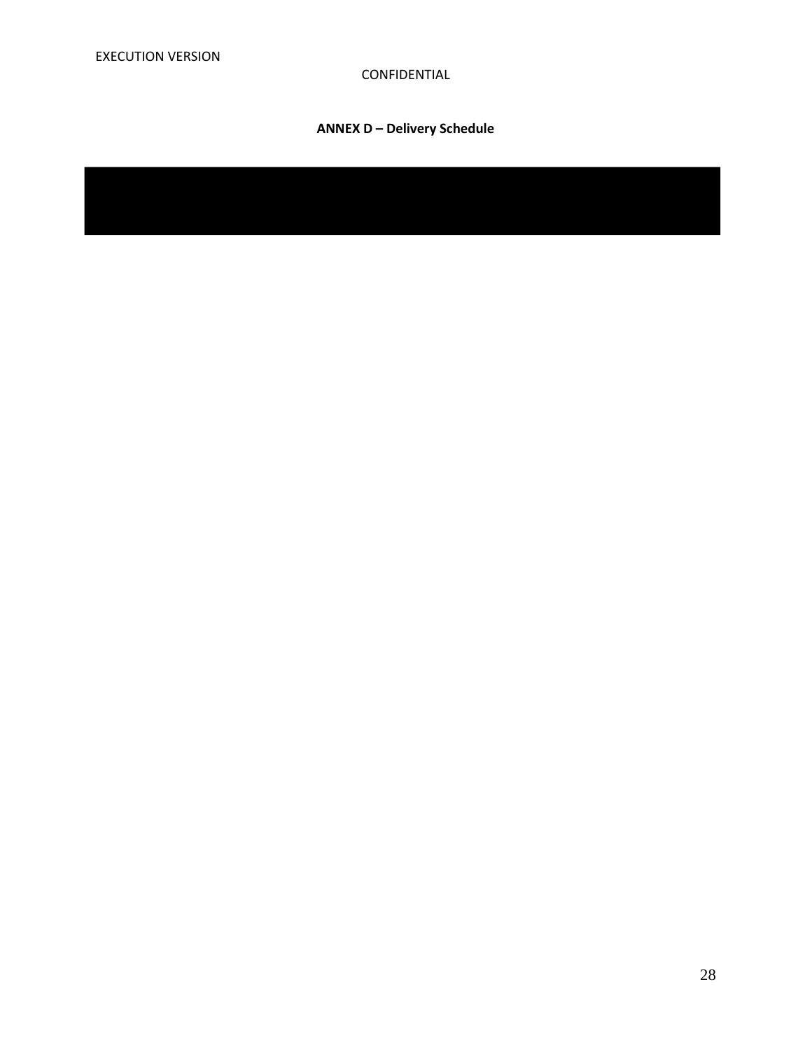EXECUTION VERSION

CONFIDENTIAL

**ANNEX D – Delivery Schedule**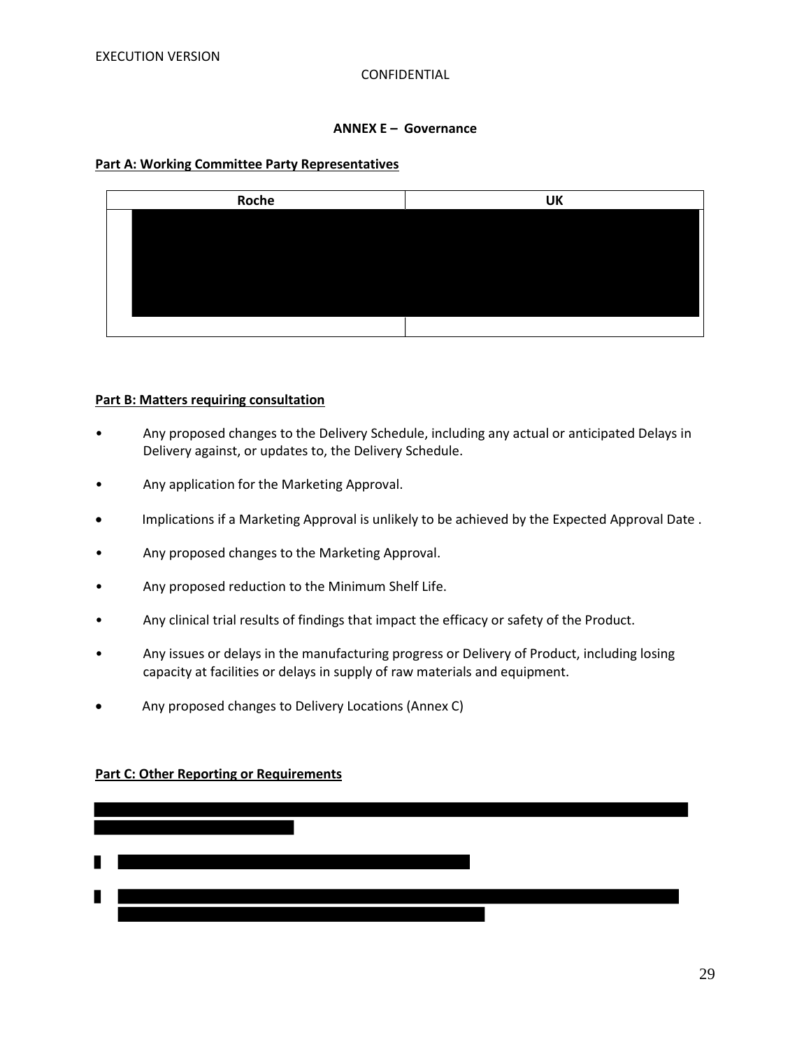EXECUTION VERSION

CONFIDENTIAL

**ANNEX E – Governance**

**Part A: Working Committee Party Representatives**

| Roche | UK |
| --- | --- |
| | |

**Part B: Matters requiring consultation**

- Any proposed changes to the Delivery Schedule, including any actual or anticipated Delays in Delivery against, or updates to, the Delivery Schedule.
- Any application for the Marketing Approval.
- Implications if a Marketing Approval is unlikely to be achieved by the Expected Approval Date .
- Any proposed changes to the Marketing Approval.
- Any proposed reduction to the Minimum Shelf Life.
- Any clinical trial results of findings that impact the efficacy or safety of the Product.
- Any issues or delays in the manufacturing progress or Delivery of Product, including losing capacity at facilities or delays in supply of raw materials and equipment.
- Any proposed changes to Delivery Locations (Annex C)

**Part C: Other Reporting or Requirements**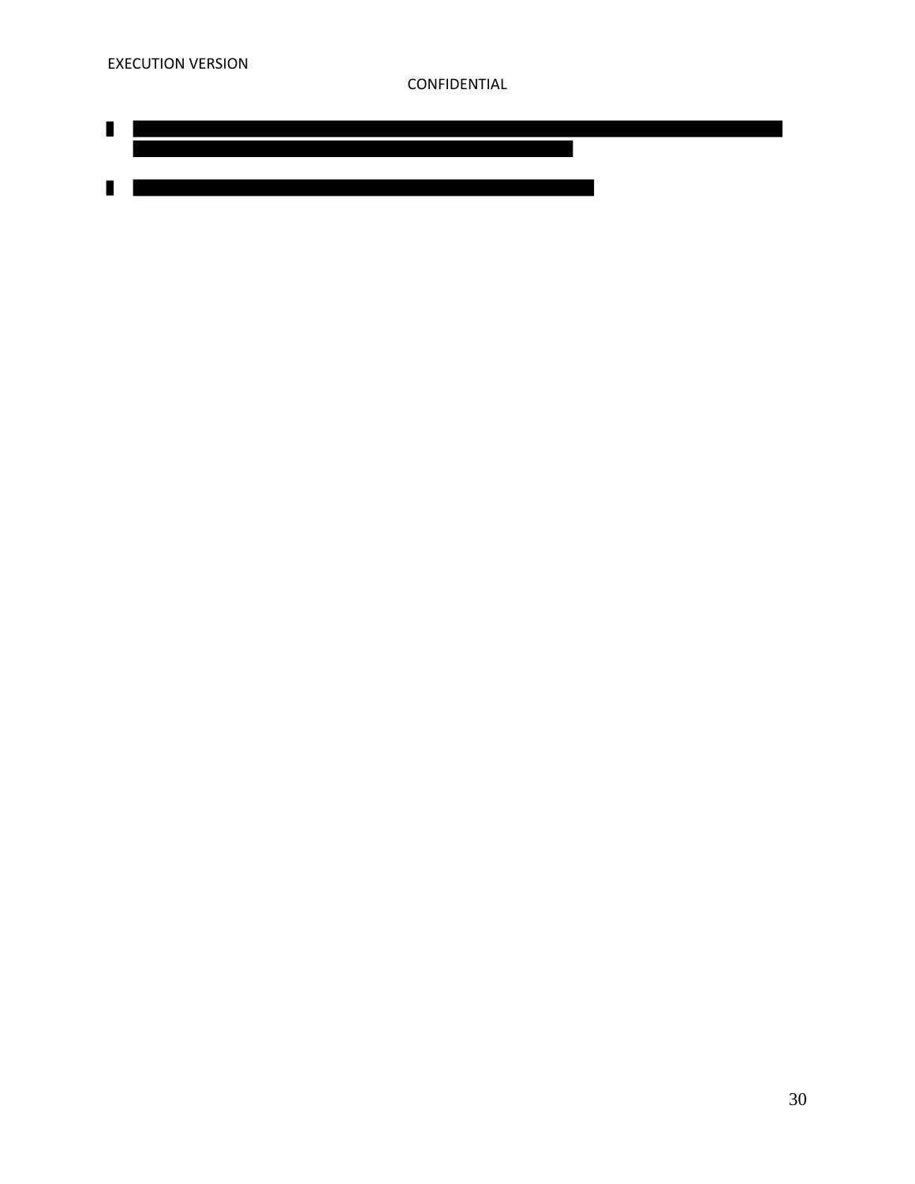EXECUTION VERSION

CONFIDENTIAL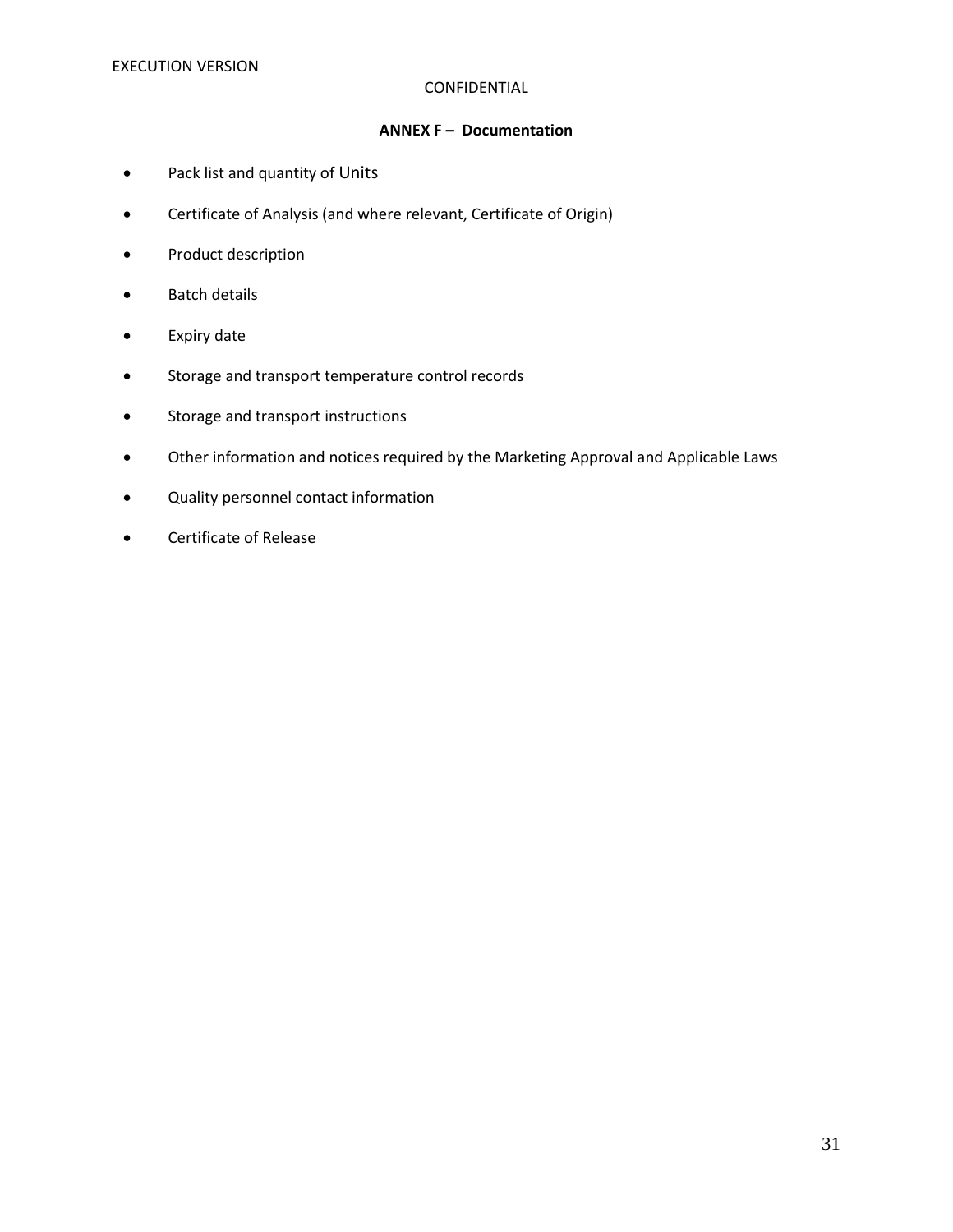CONFIDENTIAL

**ANNEX F – Documentation**

- Pack list and quantity of Units
- Certificate of Analysis (and where relevant, Certificate of Origin)
- Product description
- Batch details
- Expiry date
- Storage and transport temperature control records
- Storage and transport instructions
- Other information and notices required by the Marketing Approval and Applicable Laws
- Quality personnel contact information
- Certificate of Release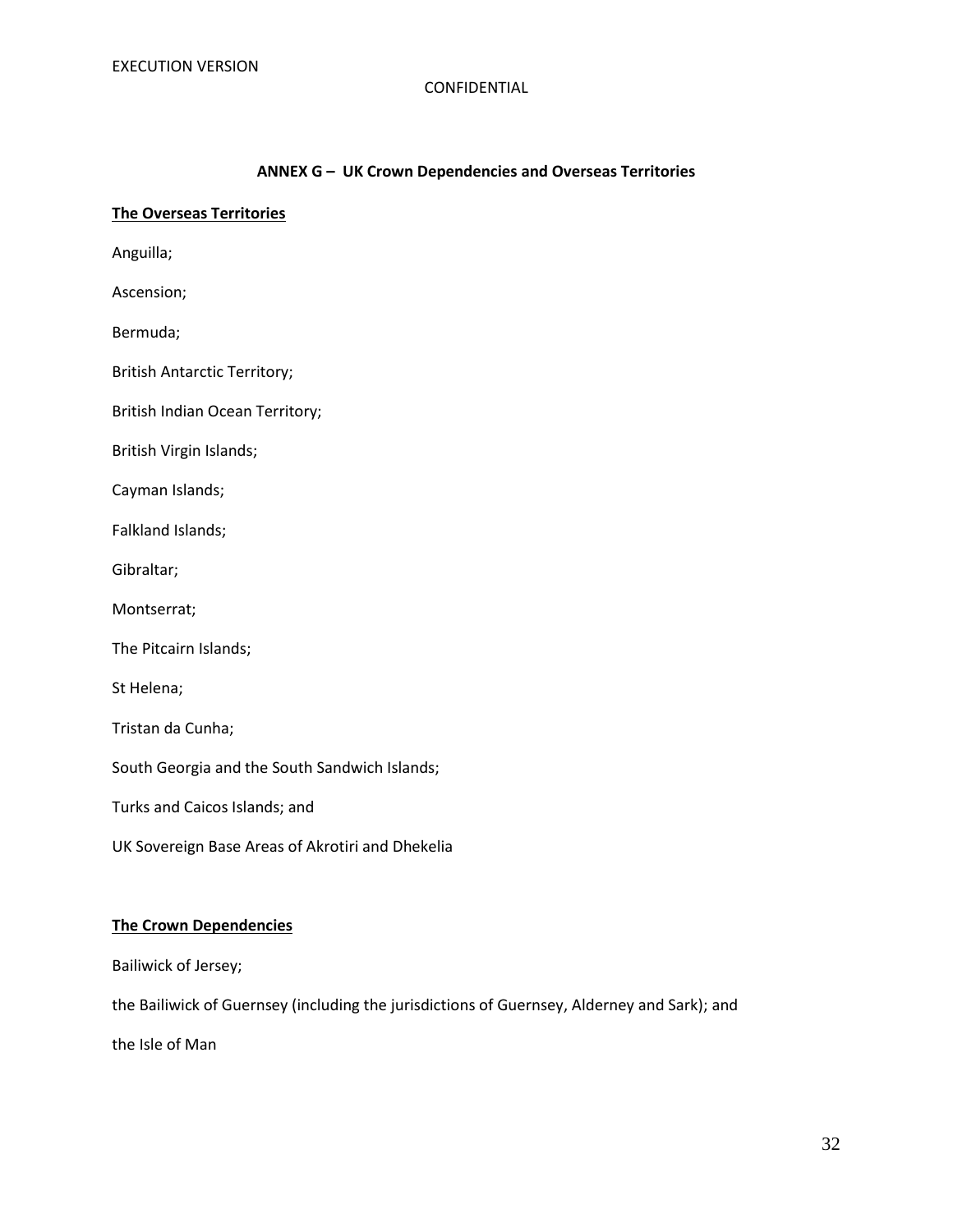## ANNEX G – UK Crown Dependencies and Overseas Territories

**The Overseas Territories**

Anguilla;

Ascension;

Bermuda;

British Antarctic Territory;

British Indian Ocean Territory;

British Virgin Islands;

Cayman Islands;

Falkland Islands;

Gibraltar;

Montserrat;

The Pitcairn Islands;

St Helena;

Tristan da Cunha;

South Georgia and the South Sandwich Islands;

Turks and Caicos Islands; and

UK Sovereign Base Areas of Akrotiri and Dhekelia

**The Crown Dependencies**

Bailiwick of Jersey;

the Bailiwick of Guernsey (including the jurisdictions of Guernsey, Alderney and Sark); and

the Isle of Man